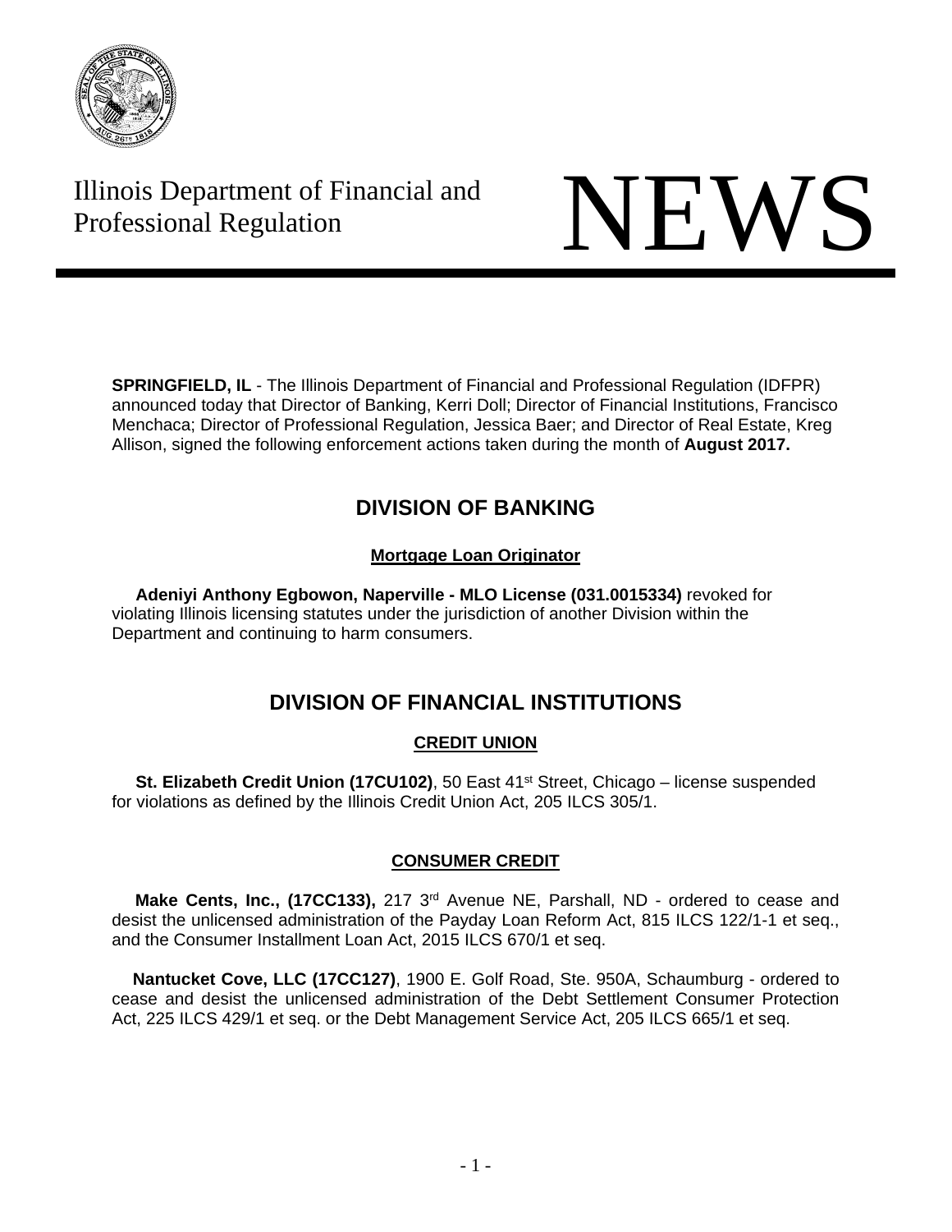Illinois Department of Financial and Professional Regulation

# NEWS

**SPRINGFIELD, IL** - The Illinois Department of Financial and Professional Regulation (IDFPR) announced today that Director of Banking, Kerri Doll; Director of Financial Institutions, Francisco Menchaca; Director of Professional Regulation, Jessica Baer; and Director of Real Estate, Kreg Allison, signed the following enforcement actions taken during the month of **August 2017.**

## DIVISION OF BANKING

### Mortgage Loan Originator

**Adeniyi Anthony Egbowon, Naperville - MLO License (031.0015334)** revoked for violating Illinois licensing statutes under the jurisdiction of another Division within the Department and continuing to harm consumers.

## DIVISION OF FINANCIAL INSTITUTIONS

### CREDIT UNION

**St. Elizabeth Credit Union (17CU102)**, 50 East 41st Street, Chicago – license suspended for violations as defined by the Illinois Credit Union Act, 205 ILCS 305/1.

### CONSUMER CREDIT

**Make Cents, Inc., (17CC133),** 217 3rd Avenue NE, Parshall, ND - ordered to cease and desist the unlicensed administration of the Payday Loan Reform Act, 815 ILCS 122/1-1 et seq., and the Consumer Installment Loan Act, 2015 ILCS 670/1 et seq.

**Nantucket Cove, LLC (17CC127)**, 1900 E. Golf Road, Ste. 950A, Schaumburg - ordered to cease and desist the unlicensed administration of the Debt Settlement Consumer Protection Act, 225 ILCS 429/1 et seq. or the Debt Management Service Act, 205 ILCS 665/1 et seq.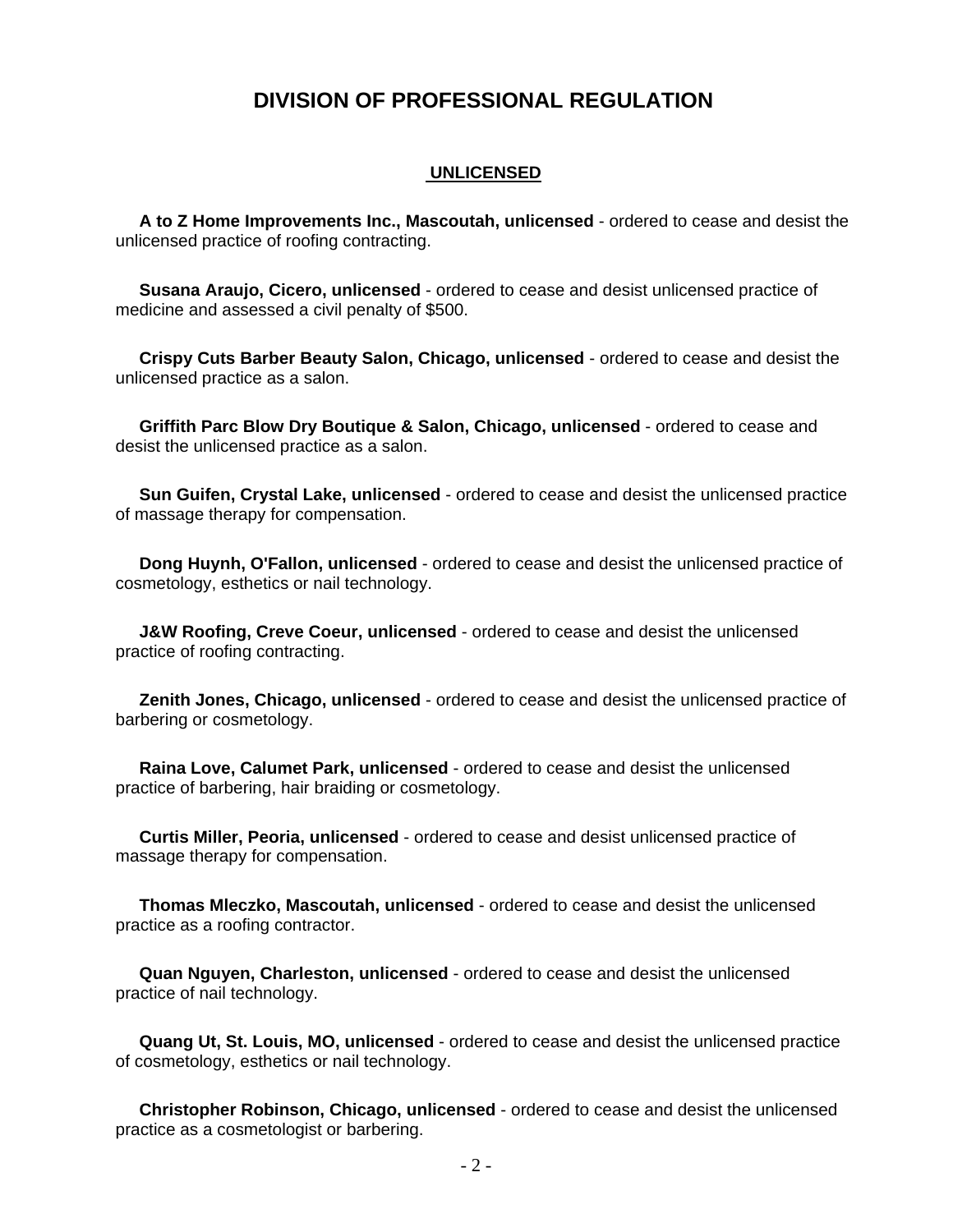# DIVISION OF PROFESSIONAL REGULATION

## UNLICENSED

**A to Z Home Improvements Inc., Mascoutah, unlicensed** - ordered to cease and desist the unlicensed practice of roofing contracting.

**Susana Araujo, Cicero, unlicensed** - ordered to cease and desist unlicensed practice of medicine and assessed a civil penalty of $500.

**Crispy Cuts Barber Beauty Salon, Chicago, unlicensed** - ordered to cease and desist the unlicensed practice as a salon.

**Griffith Parc Blow Dry Boutique & Salon, Chicago, unlicensed** - ordered to cease and desist the unlicensed practice as a salon.

**Sun Guifen, Crystal Lake, unlicensed** - ordered to cease and desist the unlicensed practice of massage therapy for compensation.

**Dong Huynh, O'Fallon, unlicensed** - ordered to cease and desist the unlicensed practice of cosmetology, esthetics or nail technology.

**J&W Roofing, Creve Coeur, unlicensed** - ordered to cease and desist the unlicensed practice of roofing contracting.

**Zenith Jones, Chicago, unlicensed** - ordered to cease and desist the unlicensed practice of barbering or cosmetology.

**Raina Love, Calumet Park, unlicensed** - ordered to cease and desist the unlicensed practice of barbering, hair braiding or cosmetology.

**Curtis Miller, Peoria, unlicensed** - ordered to cease and desist unlicensed practice of massage therapy for compensation.

**Thomas Mleczko, Mascoutah, unlicensed** - ordered to cease and desist the unlicensed practice as a roofing contractor.

**Quan Nguyen, Charleston, unlicensed** - ordered to cease and desist the unlicensed practice of nail technology.

**Quang Ut, St. Louis, MO, unlicensed** - ordered to cease and desist the unlicensed practice of cosmetology, esthetics or nail technology.

**Christopher Robinson, Chicago, unlicensed** - ordered to cease and desist the unlicensed practice as a cosmetologist or barbering.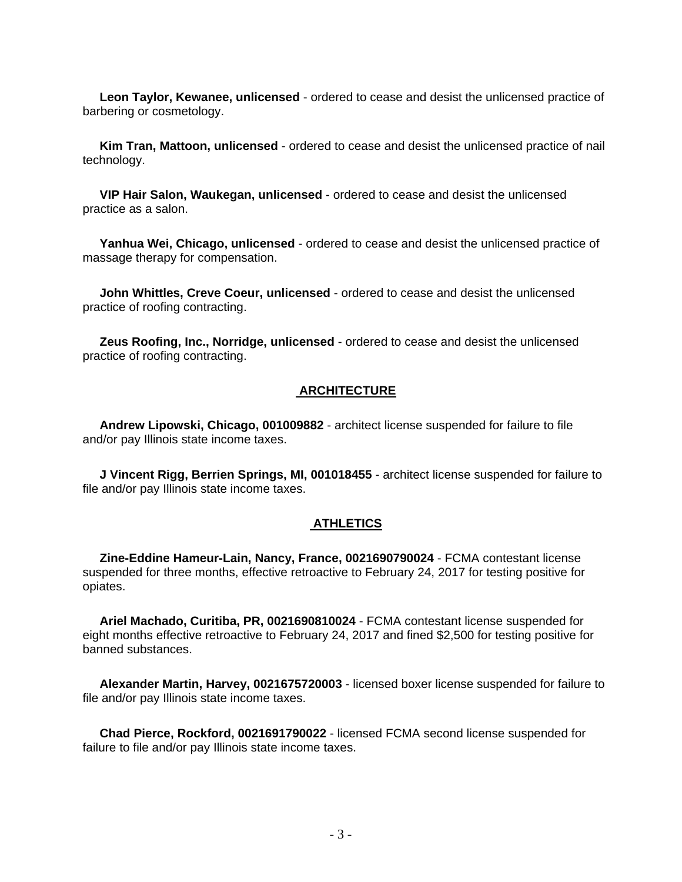**Leon Taylor, Kewanee, unlicensed** - ordered to cease and desist the unlicensed practice of barbering or cosmetology.

**Kim Tran, Mattoon, unlicensed** - ordered to cease and desist the unlicensed practice of nail technology.

**VIP Hair Salon, Waukegan, unlicensed** - ordered to cease and desist the unlicensed practice as a salon.

**Yanhua Wei, Chicago, unlicensed** - ordered to cease and desist the unlicensed practice of massage therapy for compensation.

**John Whittles, Creve Coeur, unlicensed** - ordered to cease and desist the unlicensed practice of roofing contracting.

**Zeus Roofing, Inc., Norridge, unlicensed** - ordered to cease and desist the unlicensed practice of roofing contracting.

## ARCHITECTURE

**Andrew Lipowski, Chicago, 001009882** - architect license suspended for failure to file and/or pay Illinois state income taxes.

**J Vincent Rigg, Berrien Springs, MI, 001018455** - architect license suspended for failure to file and/or pay Illinois state income taxes.

## ATHLETICS

**Zine-Eddine Hameur-Lain, Nancy, France, 0021690790024** - FCMA contestant license suspended for three months, effective retroactive to February 24, 2017 for testing positive for opiates.

**Ariel Machado, Curitiba, PR, 0021690810024** - FCMA contestant license suspended for eight months effective retroactive to February 24, 2017 and fined $2,500 for testing positive for banned substances.

**Alexander Martin, Harvey, 0021675720003** - licensed boxer license suspended for failure to file and/or pay Illinois state income taxes.

**Chad Pierce, Rockford, 0021691790022** - licensed FCMA second license suspended for failure to file and/or pay Illinois state income taxes.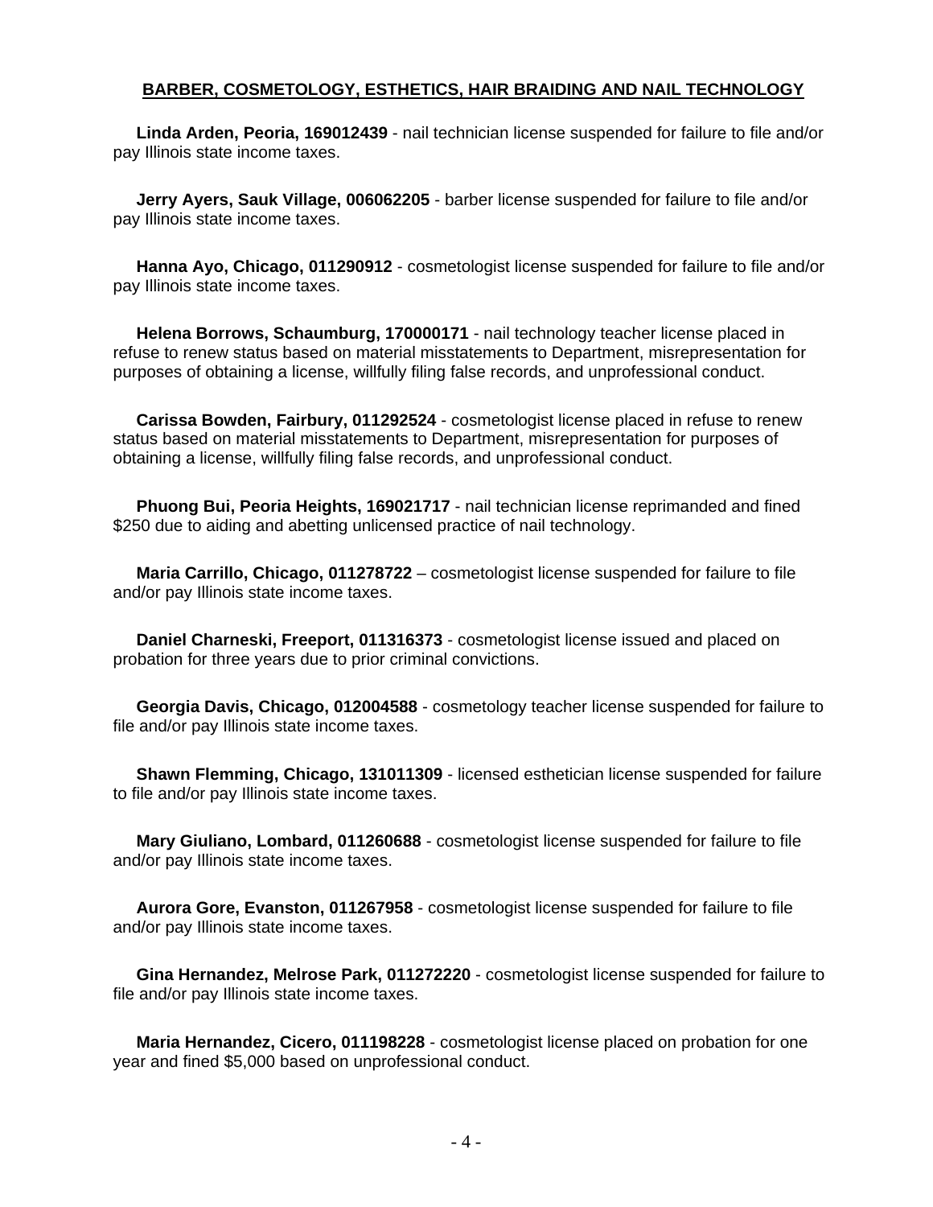## BARBER, COSMETOLOGY, ESTHETICS, HAIR BRAIDING AND NAIL TECHNOLOGY

**Linda Arden, Peoria, 169012439** - nail technician license suspended for failure to file and/or pay Illinois state income taxes.

**Jerry Ayers, Sauk Village, 006062205** - barber license suspended for failure to file and/or pay Illinois state income taxes.

**Hanna Ayo, Chicago, 011290912** - cosmetologist license suspended for failure to file and/or pay Illinois state income taxes.

**Helena Borrows, Schaumburg, 170000171** - nail technology teacher license placed in refuse to renew status based on material misstatements to Department, misrepresentation for purposes of obtaining a license, willfully filing false records, and unprofessional conduct.

**Carissa Bowden, Fairbury, 011292524** - cosmetologist license placed in refuse to renew status based on material misstatements to Department, misrepresentation for purposes of obtaining a license, willfully filing false records, and unprofessional conduct.

**Phuong Bui, Peoria Heights, 169021717** - nail technician license reprimanded and fined $250 due to aiding and abetting unlicensed practice of nail technology.

**Maria Carrillo, Chicago, 011278722** – cosmetologist license suspended for failure to file and/or pay Illinois state income taxes.

**Daniel Charneski, Freeport, 011316373** - cosmetologist license issued and placed on probation for three years due to prior criminal convictions.

**Georgia Davis, Chicago, 012004588** - cosmetology teacher license suspended for failure to file and/or pay Illinois state income taxes.

**Shawn Flemming, Chicago, 131011309** - licensed esthetician license suspended for failure to file and/or pay Illinois state income taxes.

**Mary Giuliano, Lombard, 011260688** - cosmetologist license suspended for failure to file and/or pay Illinois state income taxes.

**Aurora Gore, Evanston, 011267958** - cosmetologist license suspended for failure to file and/or pay Illinois state income taxes.

**Gina Hernandez, Melrose Park, 011272220** - cosmetologist license suspended for failure to file and/or pay Illinois state income taxes.

**Maria Hernandez, Cicero, 011198228** - cosmetologist license placed on probation for one year and fined $5,000 based on unprofessional conduct.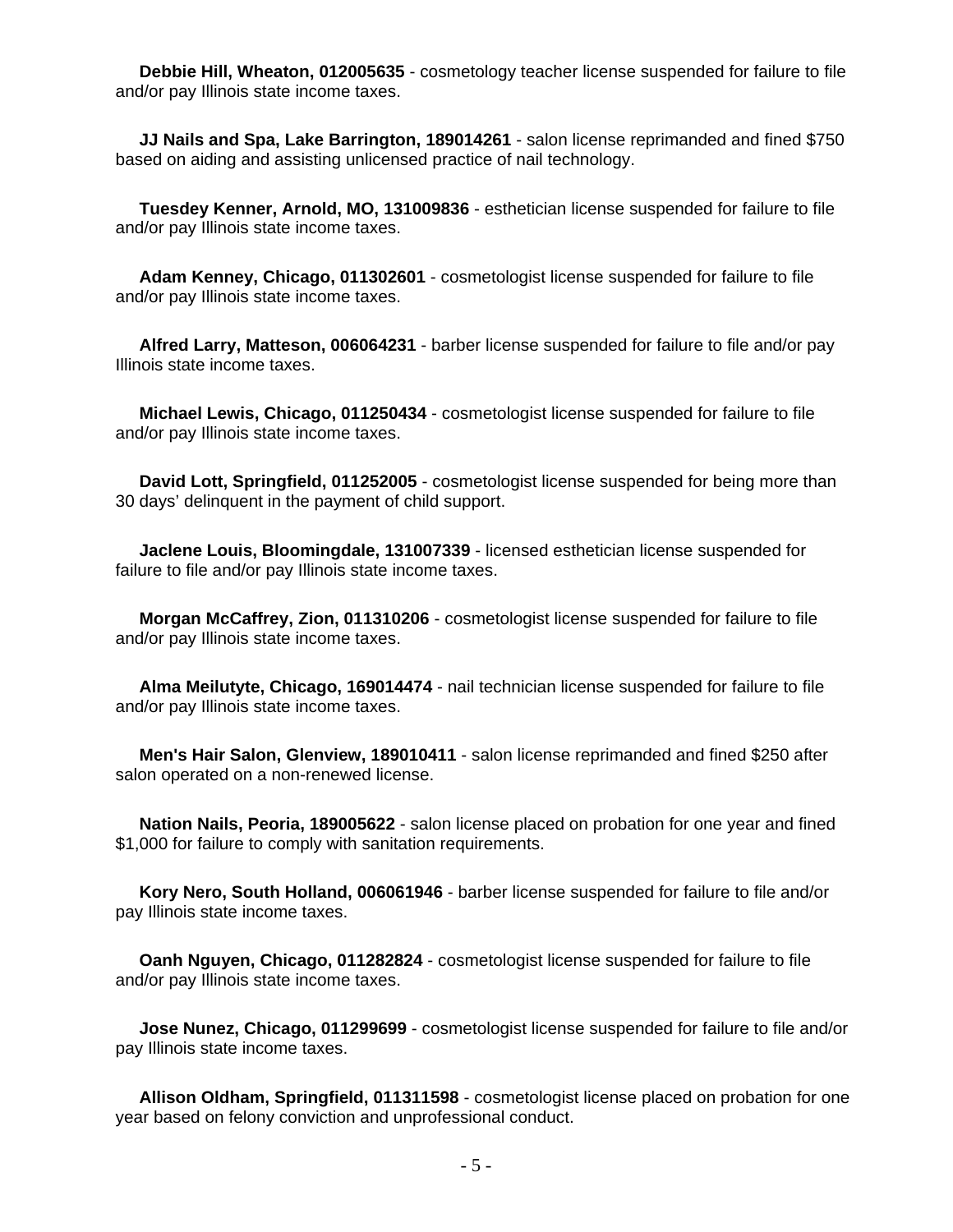**Debbie Hill, Wheaton, 012005635** - cosmetology teacher license suspended for failure to file and/or pay Illinois state income taxes.

**JJ Nails and Spa, Lake Barrington, 189014261** - salon license reprimanded and fined $750 based on aiding and assisting unlicensed practice of nail technology.

**Tuesdey Kenner, Arnold, MO, 131009836** - esthetician license suspended for failure to file and/or pay Illinois state income taxes.

**Adam Kenney, Chicago, 011302601** - cosmetologist license suspended for failure to file and/or pay Illinois state income taxes.

**Alfred Larry, Matteson, 006064231** - barber license suspended for failure to file and/or pay Illinois state income taxes.

**Michael Lewis, Chicago, 011250434** - cosmetologist license suspended for failure to file and/or pay Illinois state income taxes.

**David Lott, Springfield, 011252005** - cosmetologist license suspended for being more than 30 days' delinquent in the payment of child support.

**Jaclene Louis, Bloomingdale, 131007339** - licensed esthetician license suspended for failure to file and/or pay Illinois state income taxes.

**Morgan McCaffrey, Zion, 011310206** - cosmetologist license suspended for failure to file and/or pay Illinois state income taxes.

**Alma Meilutyte, Chicago, 169014474** - nail technician license suspended for failure to file and/or pay Illinois state income taxes.

**Men's Hair Salon, Glenview, 189010411** - salon license reprimanded and fined $250 after salon operated on a non-renewed license.

**Nation Nails, Peoria, 189005622** - salon license placed on probation for one year and fined $1,000 for failure to comply with sanitation requirements.

**Kory Nero, South Holland, 006061946** - barber license suspended for failure to file and/or pay Illinois state income taxes.

**Oanh Nguyen, Chicago, 011282824** - cosmetologist license suspended for failure to file and/or pay Illinois state income taxes.

**Jose Nunez, Chicago, 011299699** - cosmetologist license suspended for failure to file and/or pay Illinois state income taxes.

**Allison Oldham, Springfield, 011311598** - cosmetologist license placed on probation for one year based on felony conviction and unprofessional conduct.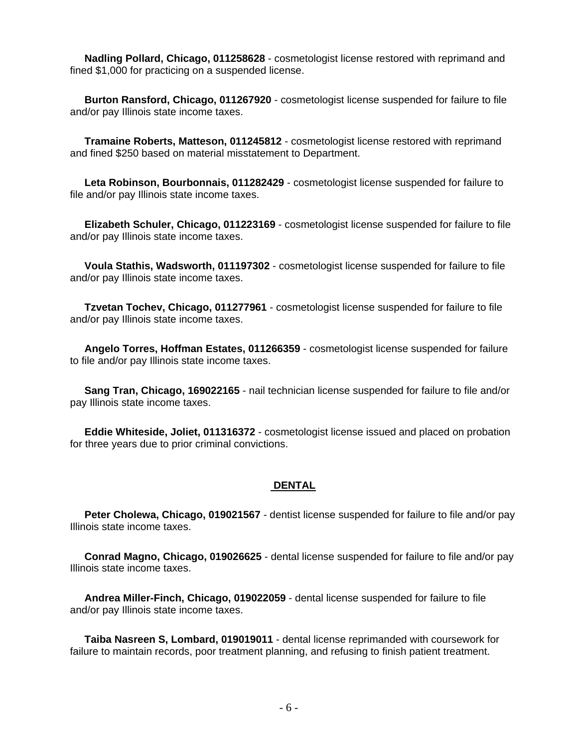**Nadling Pollard, Chicago, 011258628** - cosmetologist license restored with reprimand and fined $1,000 for practicing on a suspended license.

**Burton Ransford, Chicago, 011267920** - cosmetologist license suspended for failure to file and/or pay Illinois state income taxes.

**Tramaine Roberts, Matteson, 011245812** - cosmetologist license restored with reprimand and fined $250 based on material misstatement to Department.

**Leta Robinson, Bourbonnais, 011282429** - cosmetologist license suspended for failure to file and/or pay Illinois state income taxes.

**Elizabeth Schuler, Chicago, 011223169** - cosmetologist license suspended for failure to file and/or pay Illinois state income taxes.

**Voula Stathis, Wadsworth, 011197302** - cosmetologist license suspended for failure to file and/or pay Illinois state income taxes.

**Tzvetan Tochev, Chicago, 011277961** - cosmetologist license suspended for failure to file and/or pay Illinois state income taxes.

**Angelo Torres, Hoffman Estates, 011266359** - cosmetologist license suspended for failure to file and/or pay Illinois state income taxes.

**Sang Tran, Chicago, 169022165** - nail technician license suspended for failure to file and/or pay Illinois state income taxes.

**Eddie Whiteside, Joliet, 011316372** - cosmetologist license issued and placed on probation for three years due to prior criminal convictions.

## DENTAL

**Peter Cholewa, Chicago, 019021567** - dentist license suspended for failure to file and/or pay Illinois state income taxes.

**Conrad Magno, Chicago, 019026625** - dental license suspended for failure to file and/or pay Illinois state income taxes.

**Andrea Miller-Finch, Chicago, 019022059** - dental license suspended for failure to file and/or pay Illinois state income taxes.

**Taiba Nasreen S, Lombard, 019019011** - dental license reprimanded with coursework for failure to maintain records, poor treatment planning, and refusing to finish patient treatment.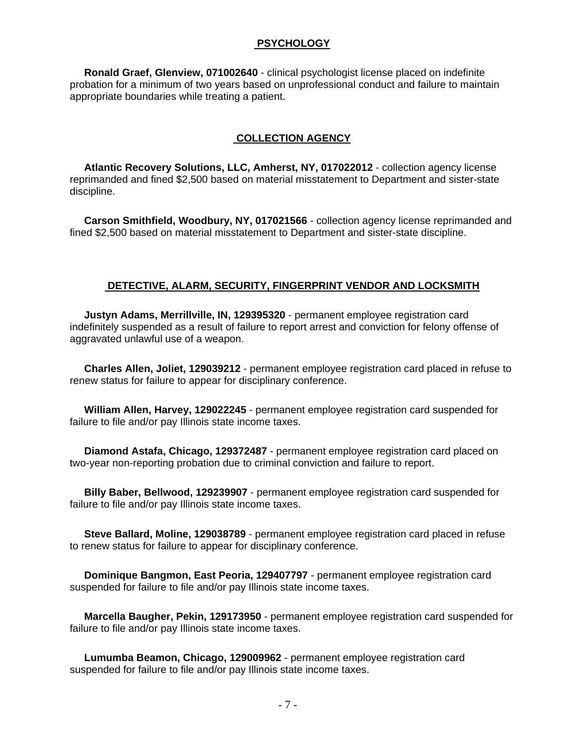## PSYCHOLOGY

**Ronald Graef, Glenview, 071002640** - clinical psychologist license placed on indefinite probation for a minimum of two years based on unprofessional conduct and failure to maintain appropriate boundaries while treating a patient.

## COLLECTION AGENCY

**Atlantic Recovery Solutions, LLC, Amherst, NY, 017022012** - collection agency license reprimanded and fined $2,500 based on material misstatement to Department and sister-state discipline.

**Carson Smithfield, Woodbury, NY, 017021566** - collection agency license reprimanded and fined $2,500 based on material misstatement to Department and sister-state discipline.

## DETECTIVE, ALARM, SECURITY, FINGERPRINT VENDOR AND LOCKSMITH

**Justyn Adams, Merrillville, IN, 129395320** - permanent employee registration card indefinitely suspended as a result of failure to report arrest and conviction for felony offense of aggravated unlawful use of a weapon.

**Charles Allen, Joliet, 129039212** - permanent employee registration card placed in refuse to renew status for failure to appear for disciplinary conference.

**William Allen, Harvey, 129022245** - permanent employee registration card suspended for failure to file and/or pay Illinois state income taxes.

**Diamond Astafa, Chicago, 129372487** - permanent employee registration card placed on two-year non-reporting probation due to criminal conviction and failure to report.

**Billy Baber, Bellwood, 129239907** - permanent employee registration card suspended for failure to file and/or pay Illinois state income taxes.

**Steve Ballard, Moline, 129038789** - permanent employee registration card placed in refuse to renew status for failure to appear for disciplinary conference.

**Dominique Bangmon, East Peoria, 129407797** - permanent employee registration card suspended for failure to file and/or pay Illinois state income taxes.

**Marcella Baugher, Pekin, 129173950** - permanent employee registration card suspended for failure to file and/or pay Illinois state income taxes.

**Lumumba Beamon, Chicago, 129009962** - permanent employee registration card suspended for failure to file and/or pay Illinois state income taxes.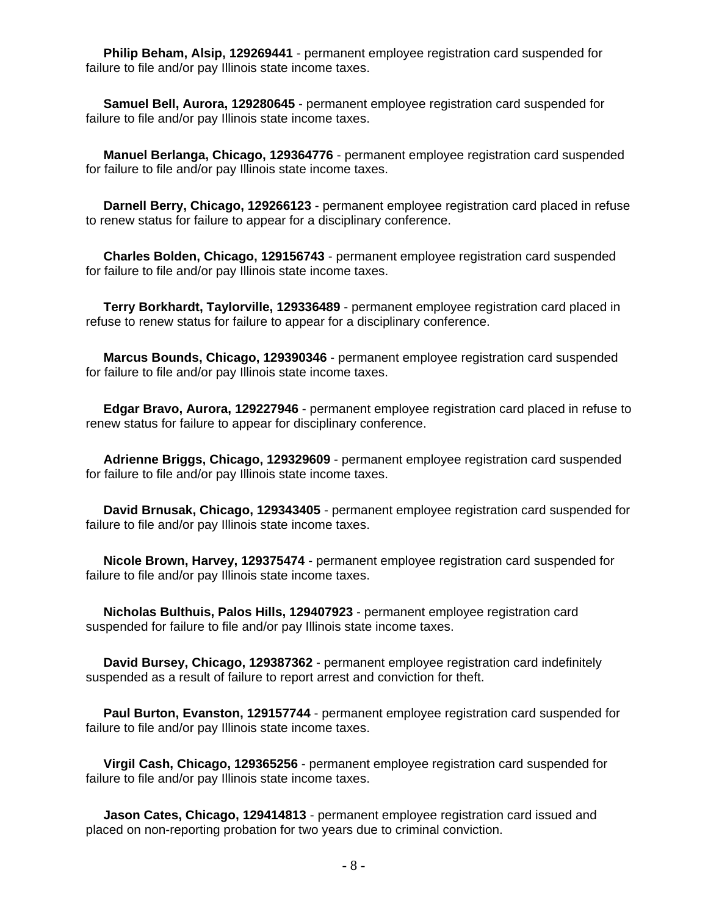**Philip Beham, Alsip, 129269441** - permanent employee registration card suspended for failure to file and/or pay Illinois state income taxes.

**Samuel Bell, Aurora, 129280645** - permanent employee registration card suspended for failure to file and/or pay Illinois state income taxes.

**Manuel Berlanga, Chicago, 129364776** - permanent employee registration card suspended for failure to file and/or pay Illinois state income taxes.

**Darnell Berry, Chicago, 129266123** - permanent employee registration card placed in refuse to renew status for failure to appear for a disciplinary conference.

**Charles Bolden, Chicago, 129156743** - permanent employee registration card suspended for failure to file and/or pay Illinois state income taxes.

**Terry Borkhardt, Taylorville, 129336489** - permanent employee registration card placed in refuse to renew status for failure to appear for a disciplinary conference.

**Marcus Bounds, Chicago, 129390346** - permanent employee registration card suspended for failure to file and/or pay Illinois state income taxes.

**Edgar Bravo, Aurora, 129227946** - permanent employee registration card placed in refuse to renew status for failure to appear for disciplinary conference.

**Adrienne Briggs, Chicago, 129329609** - permanent employee registration card suspended for failure to file and/or pay Illinois state income taxes.

**David Brnusak, Chicago, 129343405** - permanent employee registration card suspended for failure to file and/or pay Illinois state income taxes.

**Nicole Brown, Harvey, 129375474** - permanent employee registration card suspended for failure to file and/or pay Illinois state income taxes.

**Nicholas Bulthuis, Palos Hills, 129407923** - permanent employee registration card suspended for failure to file and/or pay Illinois state income taxes.

**David Bursey, Chicago, 129387362** - permanent employee registration card indefinitely suspended as a result of failure to report arrest and conviction for theft.

**Paul Burton, Evanston, 129157744** - permanent employee registration card suspended for failure to file and/or pay Illinois state income taxes.

**Virgil Cash, Chicago, 129365256** - permanent employee registration card suspended for failure to file and/or pay Illinois state income taxes.

**Jason Cates, Chicago, 129414813** - permanent employee registration card issued and placed on non-reporting probation for two years due to criminal conviction.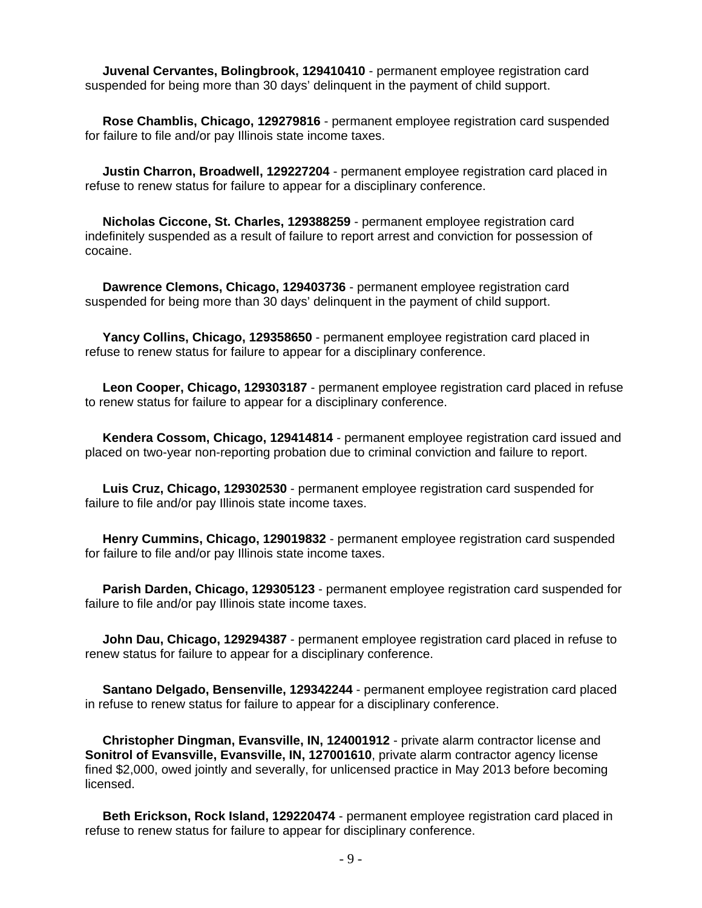**Juvenal Cervantes, Bolingbrook, 129410410** - permanent employee registration card suspended for being more than 30 days' delinquent in the payment of child support.

**Rose Chamblis, Chicago, 129279816** - permanent employee registration card suspended for failure to file and/or pay Illinois state income taxes.

**Justin Charron, Broadwell, 129227204** - permanent employee registration card placed in refuse to renew status for failure to appear for a disciplinary conference.

**Nicholas Ciccone, St. Charles, 129388259** - permanent employee registration card indefinitely suspended as a result of failure to report arrest and conviction for possession of cocaine.

**Dawrence Clemons, Chicago, 129403736** - permanent employee registration card suspended for being more than 30 days' delinquent in the payment of child support.

**Yancy Collins, Chicago, 129358650** - permanent employee registration card placed in refuse to renew status for failure to appear for a disciplinary conference.

**Leon Cooper, Chicago, 129303187** - permanent employee registration card placed in refuse to renew status for failure to appear for a disciplinary conference.

**Kendera Cossom, Chicago, 129414814** - permanent employee registration card issued and placed on two-year non-reporting probation due to criminal conviction and failure to report.

**Luis Cruz, Chicago, 129302530** - permanent employee registration card suspended for failure to file and/or pay Illinois state income taxes.

**Henry Cummins, Chicago, 129019832** - permanent employee registration card suspended for failure to file and/or pay Illinois state income taxes.

**Parish Darden, Chicago, 129305123** - permanent employee registration card suspended for failure to file and/or pay Illinois state income taxes.

**John Dau, Chicago, 129294387** - permanent employee registration card placed in refuse to renew status for failure to appear for a disciplinary conference.

**Santano Delgado, Bensenville, 129342244** - permanent employee registration card placed in refuse to renew status for failure to appear for a disciplinary conference.

**Christopher Dingman, Evansville, IN, 124001912** - private alarm contractor license and **Sonitrol of Evansville, Evansville, IN, 127001610**, private alarm contractor agency license fined $2,000, owed jointly and severally, for unlicensed practice in May 2013 before becoming licensed.

**Beth Erickson, Rock Island, 129220474** - permanent employee registration card placed in refuse to renew status for failure to appear for disciplinary conference.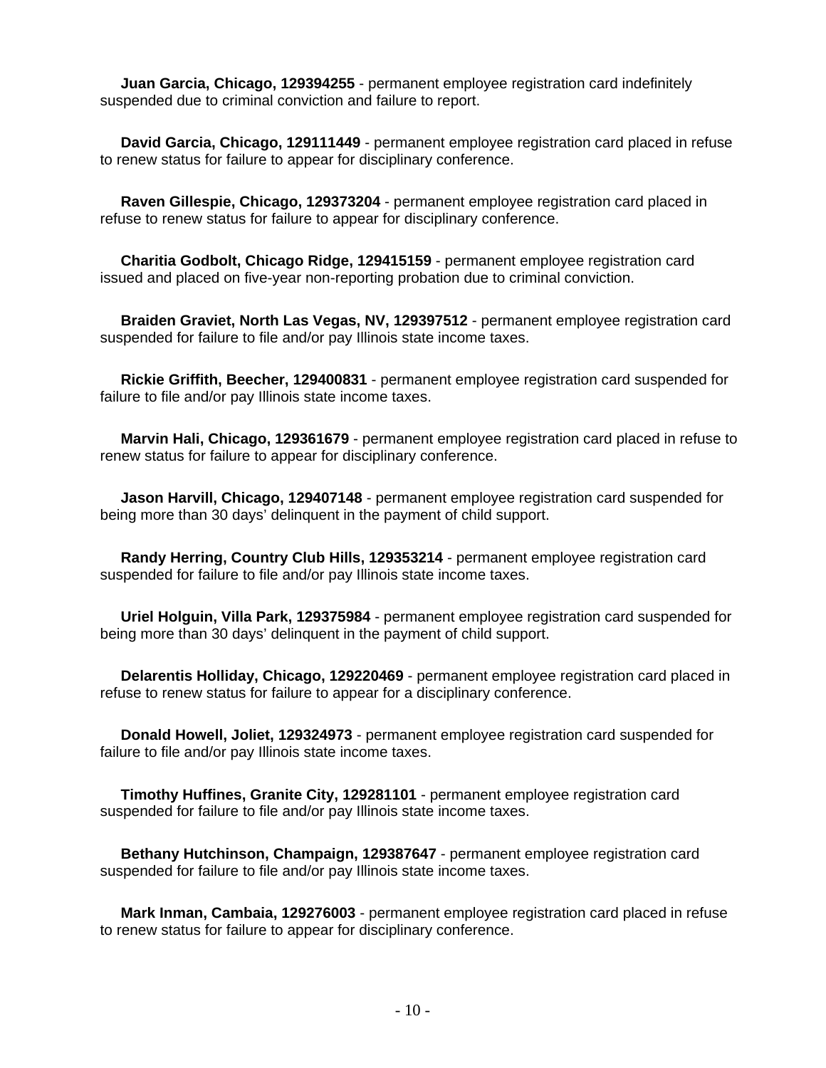**Juan Garcia, Chicago, 129394255** - permanent employee registration card indefinitely suspended due to criminal conviction and failure to report.

**David Garcia, Chicago, 129111449** - permanent employee registration card placed in refuse to renew status for failure to appear for disciplinary conference.

**Raven Gillespie, Chicago, 129373204** - permanent employee registration card placed in refuse to renew status for failure to appear for disciplinary conference.

**Charitia Godbolt, Chicago Ridge, 129415159** - permanent employee registration card issued and placed on five-year non-reporting probation due to criminal conviction.

**Braiden Graviet, North Las Vegas, NV, 129397512** - permanent employee registration card suspended for failure to file and/or pay Illinois state income taxes.

**Rickie Griffith, Beecher, 129400831** - permanent employee registration card suspended for failure to file and/or pay Illinois state income taxes.

**Marvin Hali, Chicago, 129361679** - permanent employee registration card placed in refuse to renew status for failure to appear for disciplinary conference.

**Jason Harvill, Chicago, 129407148** - permanent employee registration card suspended for being more than 30 days' delinquent in the payment of child support.

**Randy Herring, Country Club Hills, 129353214** - permanent employee registration card suspended for failure to file and/or pay Illinois state income taxes.

**Uriel Holguin, Villa Park, 129375984** - permanent employee registration card suspended for being more than 30 days' delinquent in the payment of child support.

**Delarentis Holliday, Chicago, 129220469** - permanent employee registration card placed in refuse to renew status for failure to appear for a disciplinary conference.

**Donald Howell, Joliet, 129324973** - permanent employee registration card suspended for failure to file and/or pay Illinois state income taxes.

**Timothy Huffines, Granite City, 129281101** - permanent employee registration card suspended for failure to file and/or pay Illinois state income taxes.

**Bethany Hutchinson, Champaign, 129387647** - permanent employee registration card suspended for failure to file and/or pay Illinois state income taxes.

**Mark Inman, Cambaia, 129276003** - permanent employee registration card placed in refuse to renew status for failure to appear for disciplinary conference.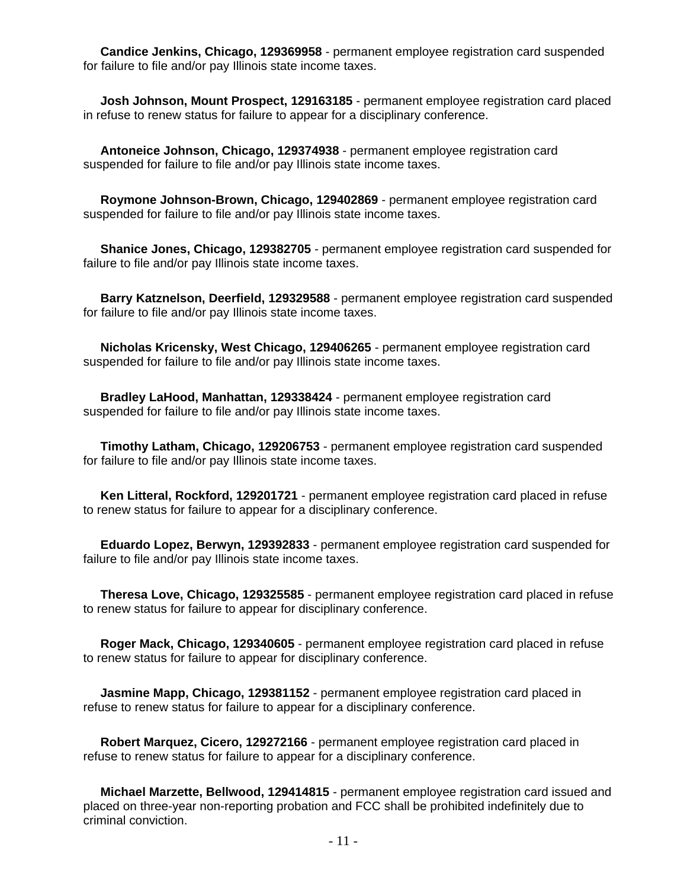**Candice Jenkins, Chicago, 129369958** - permanent employee registration card suspended for failure to file and/or pay Illinois state income taxes.

**Josh Johnson, Mount Prospect, 129163185** - permanent employee registration card placed in refuse to renew status for failure to appear for a disciplinary conference.

**Antoneice Johnson, Chicago, 129374938** - permanent employee registration card suspended for failure to file and/or pay Illinois state income taxes.

**Roymone Johnson-Brown, Chicago, 129402869** - permanent employee registration card suspended for failure to file and/or pay Illinois state income taxes.

**Shanice Jones, Chicago, 129382705** - permanent employee registration card suspended for failure to file and/or pay Illinois state income taxes.

**Barry Katznelson, Deerfield, 129329588** - permanent employee registration card suspended for failure to file and/or pay Illinois state income taxes.

**Nicholas Kricensky, West Chicago, 129406265** - permanent employee registration card suspended for failure to file and/or pay Illinois state income taxes.

**Bradley LaHood, Manhattan, 129338424** - permanent employee registration card suspended for failure to file and/or pay Illinois state income taxes.

**Timothy Latham, Chicago, 129206753** - permanent employee registration card suspended for failure to file and/or pay Illinois state income taxes.

**Ken Litteral, Rockford, 129201721** - permanent employee registration card placed in refuse to renew status for failure to appear for a disciplinary conference.

**Eduardo Lopez, Berwyn, 129392833** - permanent employee registration card suspended for failure to file and/or pay Illinois state income taxes.

**Theresa Love, Chicago, 129325585** - permanent employee registration card placed in refuse to renew status for failure to appear for disciplinary conference.

**Roger Mack, Chicago, 129340605** - permanent employee registration card placed in refuse to renew status for failure to appear for disciplinary conference.

**Jasmine Mapp, Chicago, 129381152** - permanent employee registration card placed in refuse to renew status for failure to appear for a disciplinary conference.

**Robert Marquez, Cicero, 129272166** - permanent employee registration card placed in refuse to renew status for failure to appear for a disciplinary conference.

**Michael Marzette, Bellwood, 129414815** - permanent employee registration card issued and placed on three-year non-reporting probation and FCC shall be prohibited indefinitely due to criminal conviction.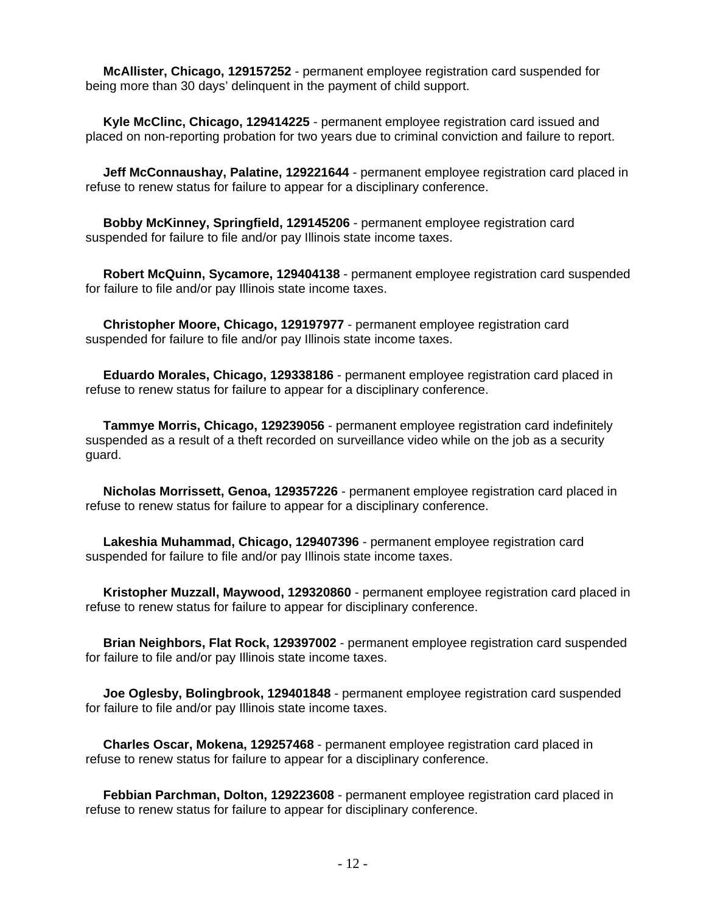**McAllister, Chicago, 129157252** - permanent employee registration card suspended for being more than 30 days' delinquent in the payment of child support.

**Kyle McClinc, Chicago, 129414225** - permanent employee registration card issued and placed on non-reporting probation for two years due to criminal conviction and failure to report.

**Jeff McConnaushay, Palatine, 129221644** - permanent employee registration card placed in refuse to renew status for failure to appear for a disciplinary conference.

**Bobby McKinney, Springfield, 129145206** - permanent employee registration card suspended for failure to file and/or pay Illinois state income taxes.

**Robert McQuinn, Sycamore, 129404138** - permanent employee registration card suspended for failure to file and/or pay Illinois state income taxes.

**Christopher Moore, Chicago, 129197977** - permanent employee registration card suspended for failure to file and/or pay Illinois state income taxes.

**Eduardo Morales, Chicago, 129338186** - permanent employee registration card placed in refuse to renew status for failure to appear for a disciplinary conference.

**Tammye Morris, Chicago, 129239056** - permanent employee registration card indefinitely suspended as a result of a theft recorded on surveillance video while on the job as a security guard.

**Nicholas Morrissett, Genoa, 129357226** - permanent employee registration card placed in refuse to renew status for failure to appear for a disciplinary conference.

**Lakeshia Muhammad, Chicago, 129407396** - permanent employee registration card suspended for failure to file and/or pay Illinois state income taxes.

**Kristopher Muzzall, Maywood, 129320860** - permanent employee registration card placed in refuse to renew status for failure to appear for disciplinary conference.

**Brian Neighbors, Flat Rock, 129397002** - permanent employee registration card suspended for failure to file and/or pay Illinois state income taxes.

**Joe Oglesby, Bolingbrook, 129401848** - permanent employee registration card suspended for failure to file and/or pay Illinois state income taxes.

**Charles Oscar, Mokena, 129257468** - permanent employee registration card placed in refuse to renew status for failure to appear for a disciplinary conference.

**Febbian Parchman, Dolton, 129223608** - permanent employee registration card placed in refuse to renew status for failure to appear for disciplinary conference.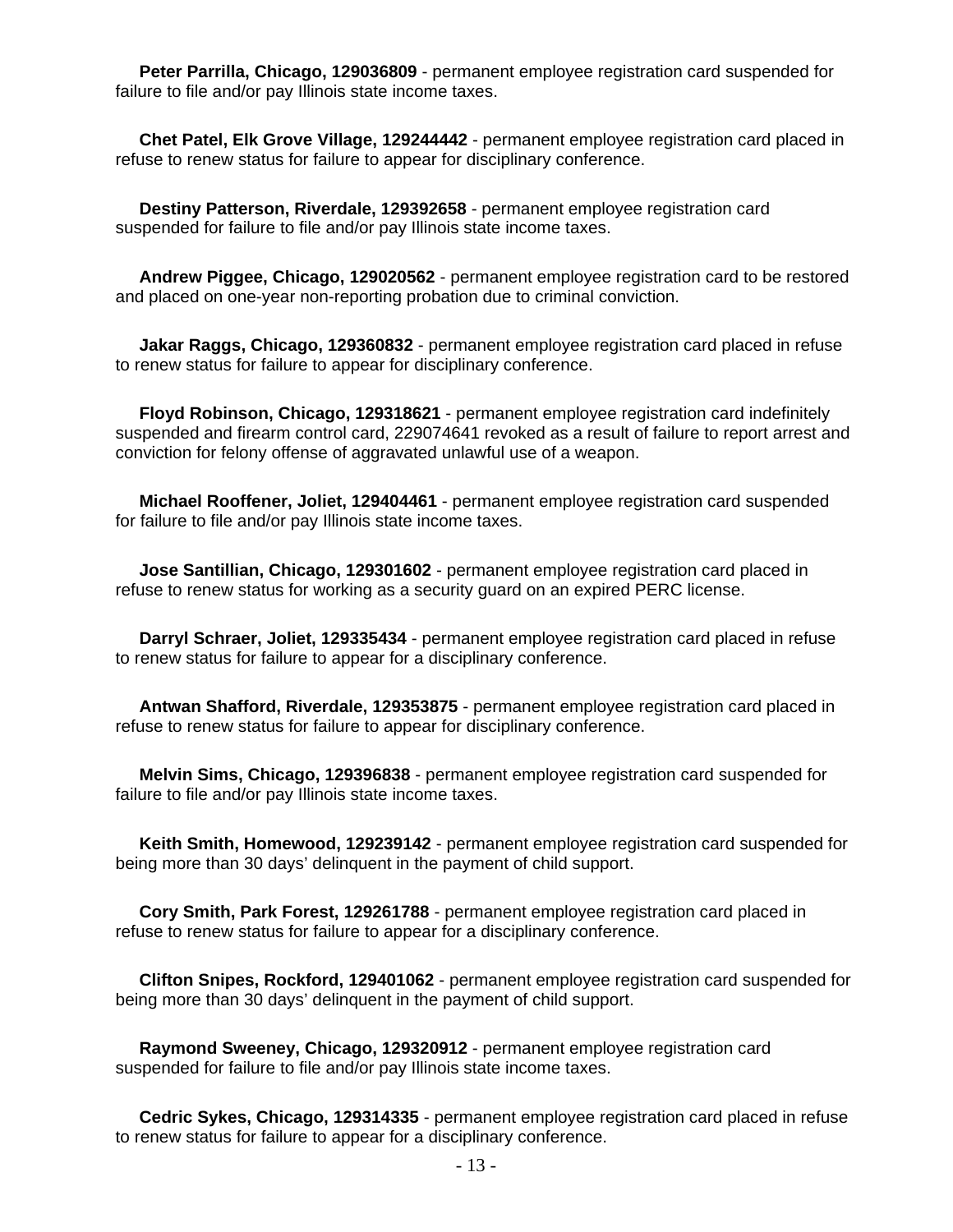**Peter Parrilla, Chicago, 129036809** - permanent employee registration card suspended for failure to file and/or pay Illinois state income taxes.

**Chet Patel, Elk Grove Village, 129244442** - permanent employee registration card placed in refuse to renew status for failure to appear for disciplinary conference.

**Destiny Patterson, Riverdale, 129392658** - permanent employee registration card suspended for failure to file and/or pay Illinois state income taxes.

**Andrew Piggee, Chicago, 129020562** - permanent employee registration card to be restored and placed on one-year non-reporting probation due to criminal conviction.

**Jakar Raggs, Chicago, 129360832** - permanent employee registration card placed in refuse to renew status for failure to appear for disciplinary conference.

**Floyd Robinson, Chicago, 129318621** - permanent employee registration card indefinitely suspended and firearm control card, 229074641 revoked as a result of failure to report arrest and conviction for felony offense of aggravated unlawful use of a weapon.

**Michael Rooffener, Joliet, 129404461** - permanent employee registration card suspended for failure to file and/or pay Illinois state income taxes.

**Jose Santillian, Chicago, 129301602** - permanent employee registration card placed in refuse to renew status for working as a security guard on an expired PERC license.

**Darryl Schraer, Joliet, 129335434** - permanent employee registration card placed in refuse to renew status for failure to appear for a disciplinary conference.

**Antwan Shafford, Riverdale, 129353875** - permanent employee registration card placed in refuse to renew status for failure to appear for disciplinary conference.

**Melvin Sims, Chicago, 129396838** - permanent employee registration card suspended for failure to file and/or pay Illinois state income taxes.

**Keith Smith, Homewood, 129239142** - permanent employee registration card suspended for being more than 30 days' delinquent in the payment of child support.

**Cory Smith, Park Forest, 129261788** - permanent employee registration card placed in refuse to renew status for failure to appear for a disciplinary conference.

**Clifton Snipes, Rockford, 129401062** - permanent employee registration card suspended for being more than 30 days' delinquent in the payment of child support.

**Raymond Sweeney, Chicago, 129320912** - permanent employee registration card suspended for failure to file and/or pay Illinois state income taxes.

**Cedric Sykes, Chicago, 129314335** - permanent employee registration card placed in refuse to renew status for failure to appear for a disciplinary conference.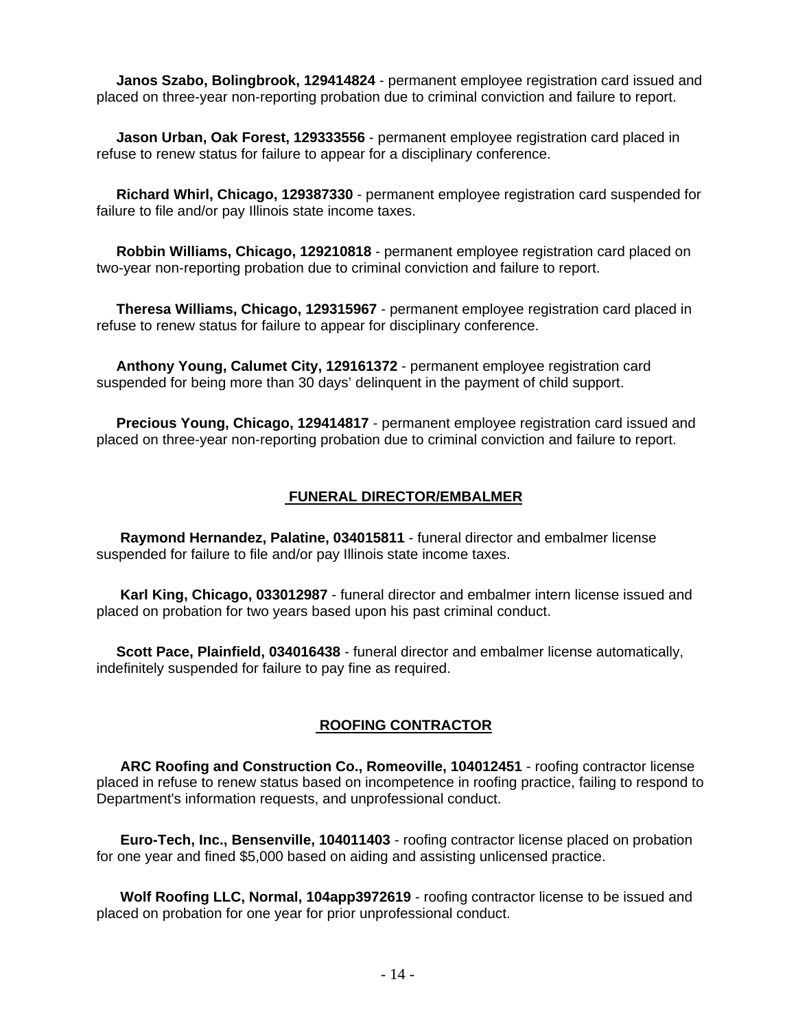**Janos Szabo, Bolingbrook, 129414824** - permanent employee registration card issued and placed on three-year non-reporting probation due to criminal conviction and failure to report.

**Jason Urban, Oak Forest, 129333556** - permanent employee registration card placed in refuse to renew status for failure to appear for a disciplinary conference.

**Richard Whirl, Chicago, 129387330** - permanent employee registration card suspended for failure to file and/or pay Illinois state income taxes.

**Robbin Williams, Chicago, 129210818** - permanent employee registration card placed on two-year non-reporting probation due to criminal conviction and failure to report.

**Theresa Williams, Chicago, 129315967** - permanent employee registration card placed in refuse to renew status for failure to appear for disciplinary conference.

**Anthony Young, Calumet City, 129161372** - permanent employee registration card suspended for being more than 30 days' delinquent in the payment of child support.

**Precious Young, Chicago, 129414817** - permanent employee registration card issued and placed on three-year non-reporting probation due to criminal conviction and failure to report.

## FUNERAL DIRECTOR/EMBALMER

**Raymond Hernandez, Palatine, 034015811** - funeral director and embalmer license suspended for failure to file and/or pay Illinois state income taxes.

**Karl King, Chicago, 033012987** - funeral director and embalmer intern license issued and placed on probation for two years based upon his past criminal conduct.

**Scott Pace, Plainfield, 034016438** - funeral director and embalmer license automatically, indefinitely suspended for failure to pay fine as required.

## ROOFING CONTRACTOR

**ARC Roofing and Construction Co., Romeoville, 104012451** - roofing contractor license placed in refuse to renew status based on incompetence in roofing practice, failing to respond to Department's information requests, and unprofessional conduct.

**Euro-Tech, Inc., Bensenville, 104011403** - roofing contractor license placed on probation for one year and fined $5,000 based on aiding and assisting unlicensed practice.

**Wolf Roofing LLC, Normal, 104app3972619** - roofing contractor license to be issued and placed on probation for one year for prior unprofessional conduct.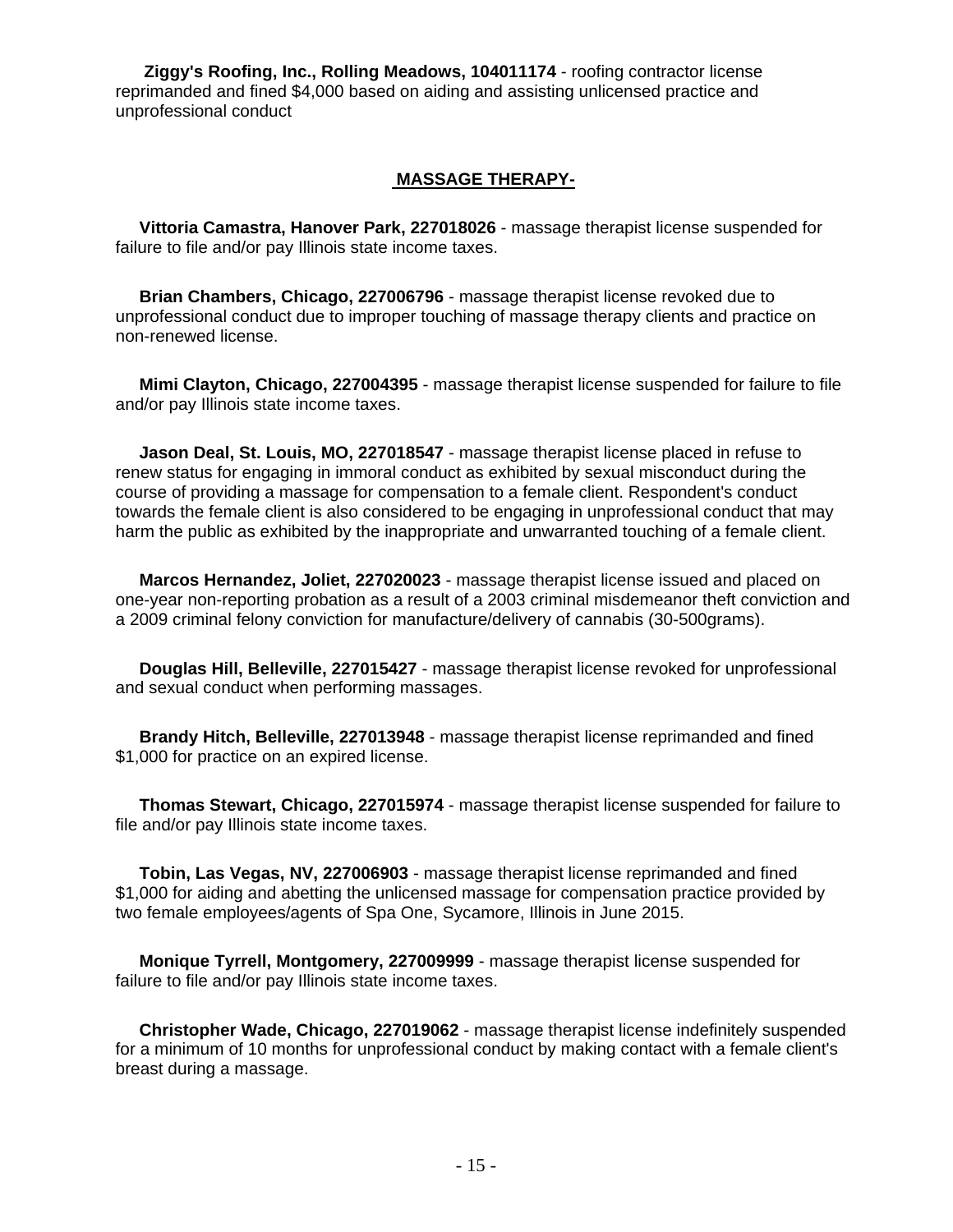**Ziggy's Roofing, Inc., Rolling Meadows, 104011174** - roofing contractor license reprimanded and fined $4,000 based on aiding and assisting unlicensed practice and unprofessional conduct

## MASSAGE THERAPY-

**Vittoria Camastra, Hanover Park, 227018026** - massage therapist license suspended for failure to file and/or pay Illinois state income taxes.

**Brian Chambers, Chicago, 227006796** - massage therapist license revoked due to unprofessional conduct due to improper touching of massage therapy clients and practice on non-renewed license.

**Mimi Clayton, Chicago, 227004395** - massage therapist license suspended for failure to file and/or pay Illinois state income taxes.

**Jason Deal, St. Louis, MO, 227018547** - massage therapist license placed in refuse to renew status for engaging in immoral conduct as exhibited by sexual misconduct during the course of providing a massage for compensation to a female client. Respondent's conduct towards the female client is also considered to be engaging in unprofessional conduct that may harm the public as exhibited by the inappropriate and unwarranted touching of a female client.

**Marcos Hernandez, Joliet, 227020023** - massage therapist license issued and placed on one-year non-reporting probation as a result of a 2003 criminal misdemeanor theft conviction and a 2009 criminal felony conviction for manufacture/delivery of cannabis (30-500grams).

**Douglas Hill, Belleville, 227015427** - massage therapist license revoked for unprofessional and sexual conduct when performing massages.

**Brandy Hitch, Belleville, 227013948** - massage therapist license reprimanded and fined $1,000 for practice on an expired license.

**Thomas Stewart, Chicago, 227015974** - massage therapist license suspended for failure to file and/or pay Illinois state income taxes.

**Tobin, Las Vegas, NV, 227006903** - massage therapist license reprimanded and fined $1,000 for aiding and abetting the unlicensed massage for compensation practice provided by two female employees/agents of Spa One, Sycamore, Illinois in June 2015.

**Monique Tyrrell, Montgomery, 227009999** - massage therapist license suspended for failure to file and/or pay Illinois state income taxes.

**Christopher Wade, Chicago, 227019062** - massage therapist license indefinitely suspended for a minimum of 10 months for unprofessional conduct by making contact with a female client's breast during a massage.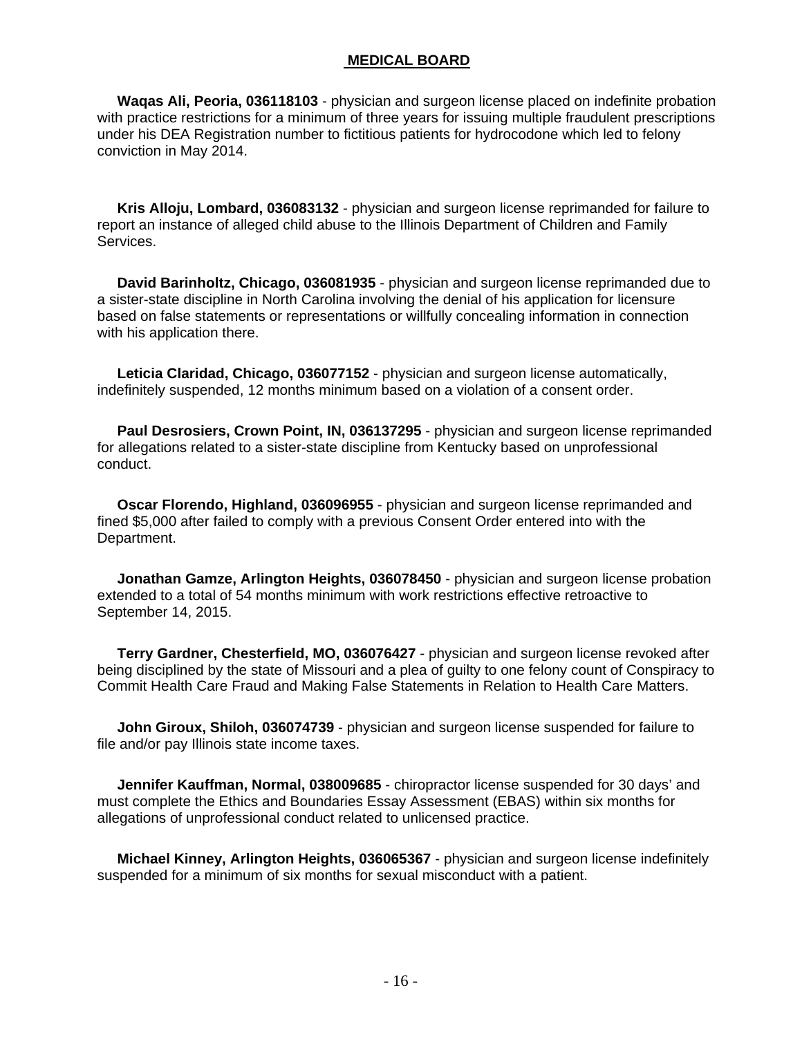## MEDICAL BOARD

**Waqas Ali, Peoria, 036118103** - physician and surgeon license placed on indefinite probation with practice restrictions for a minimum of three years for issuing multiple fraudulent prescriptions under his DEA Registration number to fictitious patients for hydrocodone which led to felony conviction in May 2014.

**Kris Alloju, Lombard, 036083132** - physician and surgeon license reprimanded for failure to report an instance of alleged child abuse to the Illinois Department of Children and Family Services.

**David Barinholtz, Chicago, 036081935** - physician and surgeon license reprimanded due to a sister-state discipline in North Carolina involving the denial of his application for licensure based on false statements or representations or willfully concealing information in connection with his application there.

**Leticia Claridad, Chicago, 036077152** - physician and surgeon license automatically, indefinitely suspended, 12 months minimum based on a violation of a consent order.

**Paul Desrosiers, Crown Point, IN, 036137295** - physician and surgeon license reprimanded for allegations related to a sister-state discipline from Kentucky based on unprofessional conduct.

**Oscar Florendo, Highland, 036096955** - physician and surgeon license reprimanded and fined $5,000 after failed to comply with a previous Consent Order entered into with the Department.

**Jonathan Gamze, Arlington Heights, 036078450** - physician and surgeon license probation extended to a total of 54 months minimum with work restrictions effective retroactive to September 14, 2015.

**Terry Gardner, Chesterfield, MO, 036076427** - physician and surgeon license revoked after being disciplined by the state of Missouri and a plea of guilty to one felony count of Conspiracy to Commit Health Care Fraud and Making False Statements in Relation to Health Care Matters.

**John Giroux, Shiloh, 036074739** - physician and surgeon license suspended for failure to file and/or pay Illinois state income taxes.

**Jennifer Kauffman, Normal, 038009685** - chiropractor license suspended for 30 days' and must complete the Ethics and Boundaries Essay Assessment (EBAS) within six months for allegations of unprofessional conduct related to unlicensed practice.

**Michael Kinney, Arlington Heights, 036065367** - physician and surgeon license indefinitely suspended for a minimum of six months for sexual misconduct with a patient.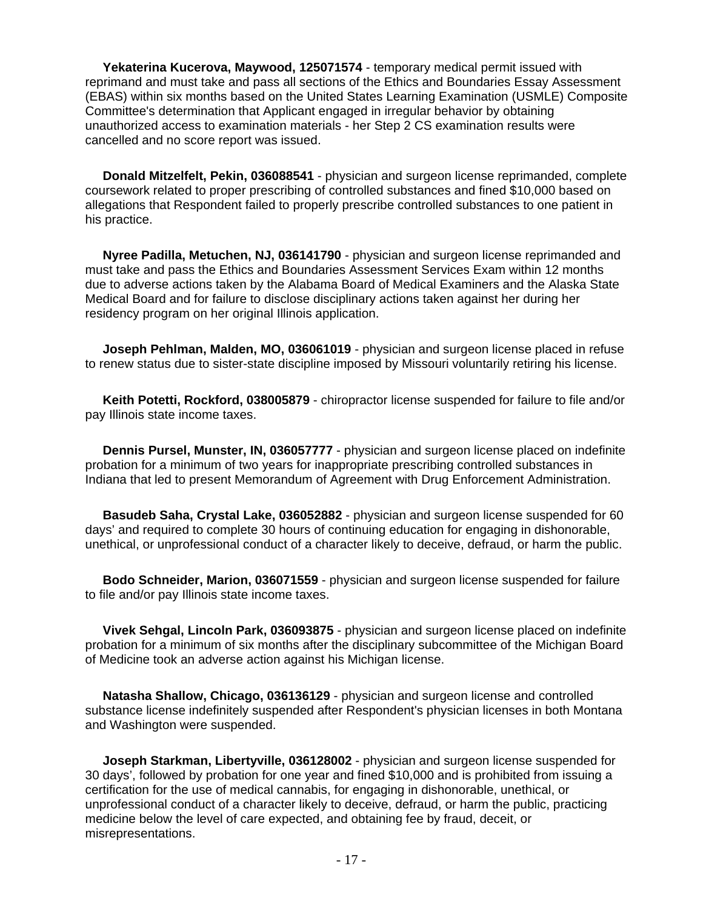**Yekaterina Kucerova, Maywood, 125071574** - temporary medical permit issued with reprimand and must take and pass all sections of the Ethics and Boundaries Essay Assessment (EBAS) within six months based on the United States Learning Examination (USMLE) Composite Committee's determination that Applicant engaged in irregular behavior by obtaining unauthorized access to examination materials - her Step 2 CS examination results were cancelled and no score report was issued.

**Donald Mitzelfelt, Pekin, 036088541** - physician and surgeon license reprimanded, complete coursework related to proper prescribing of controlled substances and fined $10,000 based on allegations that Respondent failed to properly prescribe controlled substances to one patient in his practice.

**Nyree Padilla, Metuchen, NJ, 036141790** - physician and surgeon license reprimanded and must take and pass the Ethics and Boundaries Assessment Services Exam within 12 months due to adverse actions taken by the Alabama Board of Medical Examiners and the Alaska State Medical Board and for failure to disclose disciplinary actions taken against her during her residency program on her original Illinois application.

**Joseph Pehlman, Malden, MO, 036061019** - physician and surgeon license placed in refuse to renew status due to sister-state discipline imposed by Missouri voluntarily retiring his license.

**Keith Potetti, Rockford, 038005879** - chiropractor license suspended for failure to file and/or pay Illinois state income taxes.

**Dennis Pursel, Munster, IN, 036057777** - physician and surgeon license placed on indefinite probation for a minimum of two years for inappropriate prescribing controlled substances in Indiana that led to present Memorandum of Agreement with Drug Enforcement Administration.

**Basudeb Saha, Crystal Lake, 036052882** - physician and surgeon license suspended for 60 days' and required to complete 30 hours of continuing education for engaging in dishonorable, unethical, or unprofessional conduct of a character likely to deceive, defraud, or harm the public.

**Bodo Schneider, Marion, 036071559** - physician and surgeon license suspended for failure to file and/or pay Illinois state income taxes.

**Vivek Sehgal, Lincoln Park, 036093875** - physician and surgeon license placed on indefinite probation for a minimum of six months after the disciplinary subcommittee of the Michigan Board of Medicine took an adverse action against his Michigan license.

**Natasha Shallow, Chicago, 036136129** - physician and surgeon license and controlled substance license indefinitely suspended after Respondent's physician licenses in both Montana and Washington were suspended.

**Joseph Starkman, Libertyville, 036128002** - physician and surgeon license suspended for 30 days', followed by probation for one year and fined $10,000 and is prohibited from issuing a certification for the use of medical cannabis, for engaging in dishonorable, unethical, or unprofessional conduct of a character likely to deceive, defraud, or harm the public, practicing medicine below the level of care expected, and obtaining fee by fraud, deceit, or misrepresentations.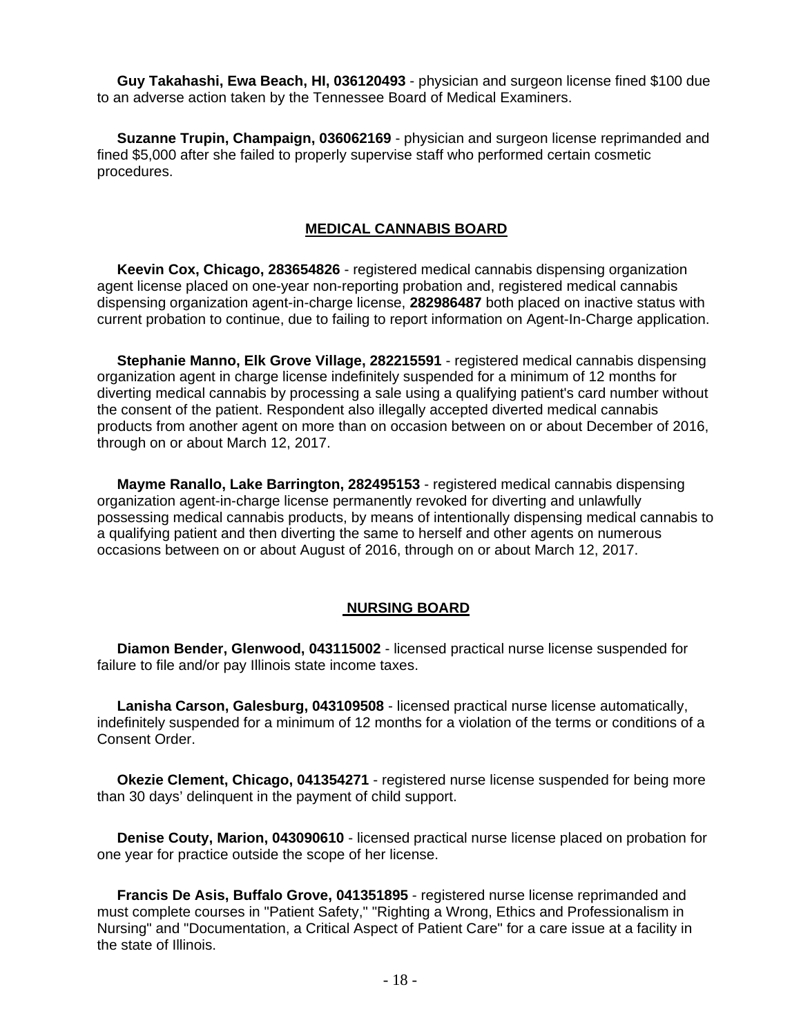**Guy Takahashi, Ewa Beach, HI, 036120493** - physician and surgeon license fined $100 due to an adverse action taken by the Tennessee Board of Medical Examiners.

**Suzanne Trupin, Champaign, 036062169** - physician and surgeon license reprimanded and fined $5,000 after she failed to properly supervise staff who performed certain cosmetic procedures.

## MEDICAL CANNABIS BOARD

**Keevin Cox, Chicago, 283654826** - registered medical cannabis dispensing organization agent license placed on one-year non-reporting probation and, registered medical cannabis dispensing organization agent-in-charge license, **282986487** both placed on inactive status with current probation to continue, due to failing to report information on Agent-In-Charge application.

**Stephanie Manno, Elk Grove Village, 282215591** - registered medical cannabis dispensing organization agent in charge license indefinitely suspended for a minimum of 12 months for diverting medical cannabis by processing a sale using a qualifying patient's card number without the consent of the patient. Respondent also illegally accepted diverted medical cannabis products from another agent on more than on occasion between on or about December of 2016, through on or about March 12, 2017.

**Mayme Ranallo, Lake Barrington, 282495153** - registered medical cannabis dispensing organization agent-in-charge license permanently revoked for diverting and unlawfully possessing medical cannabis products, by means of intentionally dispensing medical cannabis to a qualifying patient and then diverting the same to herself and other agents on numerous occasions between on or about August of 2016, through on or about March 12, 2017.

## NURSING BOARD

**Diamon Bender, Glenwood, 043115002** - licensed practical nurse license suspended for failure to file and/or pay Illinois state income taxes.

**Lanisha Carson, Galesburg, 043109508** - licensed practical nurse license automatically, indefinitely suspended for a minimum of 12 months for a violation of the terms or conditions of a Consent Order.

**Okezie Clement, Chicago, 041354271** - registered nurse license suspended for being more than 30 days' delinquent in the payment of child support.

**Denise Couty, Marion, 043090610** - licensed practical nurse license placed on probation for one year for practice outside the scope of her license.

**Francis De Asis, Buffalo Grove, 041351895** - registered nurse license reprimanded and must complete courses in "Patient Safety," "Righting a Wrong, Ethics and Professionalism in Nursing" and "Documentation, a Critical Aspect of Patient Care" for a care issue at a facility in the state of Illinois.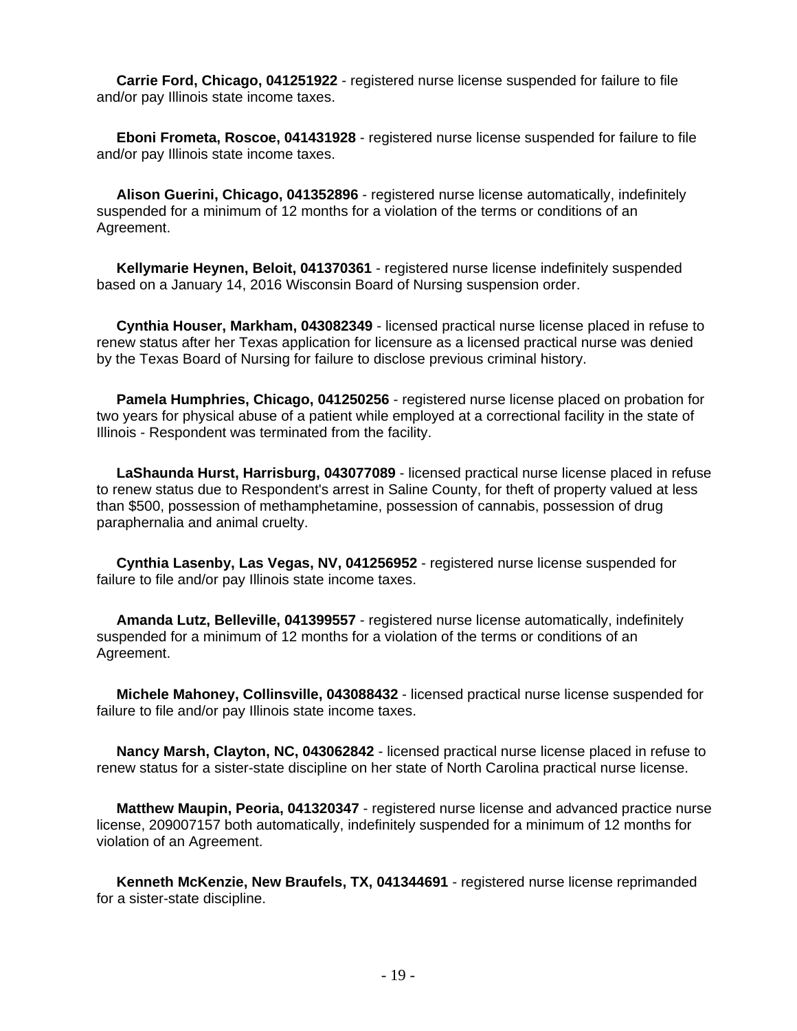**Carrie Ford, Chicago, 041251922** - registered nurse license suspended for failure to file and/or pay Illinois state income taxes.

**Eboni Frometa, Roscoe, 041431928** - registered nurse license suspended for failure to file and/or pay Illinois state income taxes.

**Alison Guerini, Chicago, 041352896** - registered nurse license automatically, indefinitely suspended for a minimum of 12 months for a violation of the terms or conditions of an Agreement.

**Kellymarie Heynen, Beloit, 041370361** - registered nurse license indefinitely suspended based on a January 14, 2016 Wisconsin Board of Nursing suspension order.

**Cynthia Houser, Markham, 043082349** - licensed practical nurse license placed in refuse to renew status after her Texas application for licensure as a licensed practical nurse was denied by the Texas Board of Nursing for failure to disclose previous criminal history.

**Pamela Humphries, Chicago, 041250256** - registered nurse license placed on probation for two years for physical abuse of a patient while employed at a correctional facility in the state of Illinois - Respondent was terminated from the facility.

**LaShaunda Hurst, Harrisburg, 043077089** - licensed practical nurse license placed in refuse to renew status due to Respondent's arrest in Saline County, for theft of property valued at less than $500, possession of methamphetamine, possession of cannabis, possession of drug paraphernalia and animal cruelty.

**Cynthia Lasenby, Las Vegas, NV, 041256952** - registered nurse license suspended for failure to file and/or pay Illinois state income taxes.

**Amanda Lutz, Belleville, 041399557** - registered nurse license automatically, indefinitely suspended for a minimum of 12 months for a violation of the terms or conditions of an Agreement.

**Michele Mahoney, Collinsville, 043088432** - licensed practical nurse license suspended for failure to file and/or pay Illinois state income taxes.

**Nancy Marsh, Clayton, NC, 043062842** - licensed practical nurse license placed in refuse to renew status for a sister-state discipline on her state of North Carolina practical nurse license.

**Matthew Maupin, Peoria, 041320347** - registered nurse license and advanced practice nurse license, 209007157 both automatically, indefinitely suspended for a minimum of 12 months for violation of an Agreement.

**Kenneth McKenzie, New Braufels, TX, 041344691** - registered nurse license reprimanded for a sister-state discipline.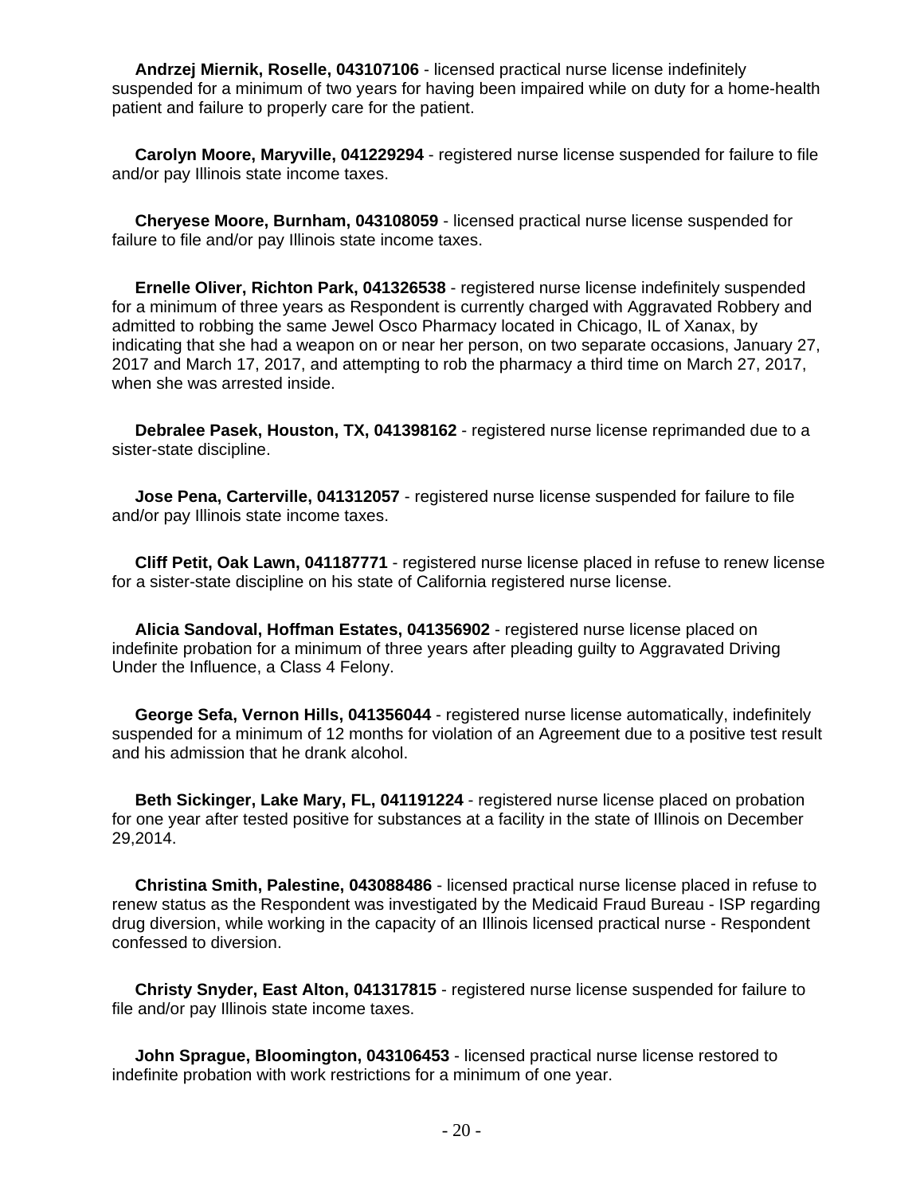**Andrzej Miernik, Roselle, 043107106** - licensed practical nurse license indefinitely suspended for a minimum of two years for having been impaired while on duty for a home-health patient and failure to properly care for the patient.

**Carolyn Moore, Maryville, 041229294** - registered nurse license suspended for failure to file and/or pay Illinois state income taxes.

**Cheryese Moore, Burnham, 043108059** - licensed practical nurse license suspended for failure to file and/or pay Illinois state income taxes.

**Ernelle Oliver, Richton Park, 041326538** - registered nurse license indefinitely suspended for a minimum of three years as Respondent is currently charged with Aggravated Robbery and admitted to robbing the same Jewel Osco Pharmacy located in Chicago, IL of Xanax, by indicating that she had a weapon on or near her person, on two separate occasions, January 27, 2017 and March 17, 2017, and attempting to rob the pharmacy a third time on March 27, 2017, when she was arrested inside.

**Debralee Pasek, Houston, TX, 041398162** - registered nurse license reprimanded due to a sister-state discipline.

**Jose Pena, Carterville, 041312057** - registered nurse license suspended for failure to file and/or pay Illinois state income taxes.

**Cliff Petit, Oak Lawn, 041187771** - registered nurse license placed in refuse to renew license for a sister-state discipline on his state of California registered nurse license.

**Alicia Sandoval, Hoffman Estates, 041356902** - registered nurse license placed on indefinite probation for a minimum of three years after pleading guilty to Aggravated Driving Under the Influence, a Class 4 Felony.

**George Sefa, Vernon Hills, 041356044** - registered nurse license automatically, indefinitely suspended for a minimum of 12 months for violation of an Agreement due to a positive test result and his admission that he drank alcohol.

**Beth Sickinger, Lake Mary, FL, 041191224** - registered nurse license placed on probation for one year after tested positive for substances at a facility in the state of Illinois on December 29,2014.

**Christina Smith, Palestine, 043088486** - licensed practical nurse license placed in refuse to renew status as the Respondent was investigated by the Medicaid Fraud Bureau - ISP regarding drug diversion, while working in the capacity of an Illinois licensed practical nurse - Respondent confessed to diversion.

**Christy Snyder, East Alton, 041317815** - registered nurse license suspended for failure to file and/or pay Illinois state income taxes.

**John Sprague, Bloomington, 043106453** - licensed practical nurse license restored to indefinite probation with work restrictions for a minimum of one year.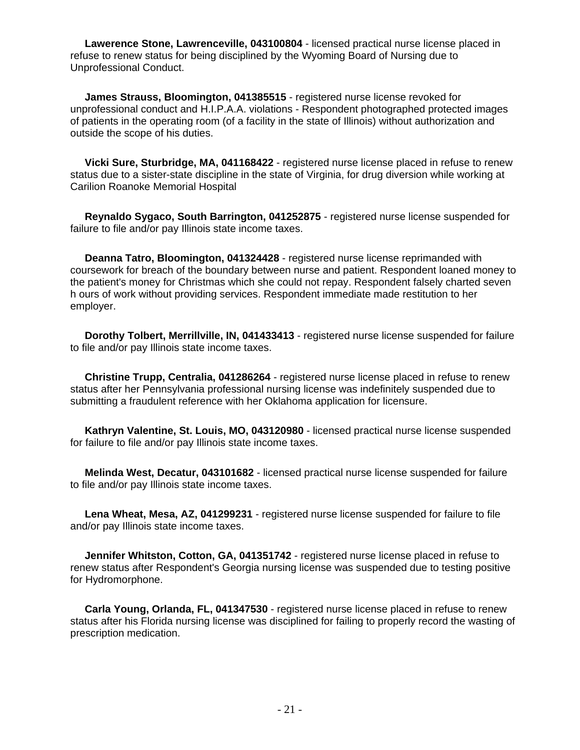**Lawerence Stone, Lawrenceville, 043100804** - licensed practical nurse license placed in refuse to renew status for being disciplined by the Wyoming Board of Nursing due to Unprofessional Conduct.

**James Strauss, Bloomington, 041385515** - registered nurse license revoked for unprofessional conduct and H.I.P.A.A. violations - Respondent photographed protected images of patients in the operating room (of a facility in the state of Illinois) without authorization and outside the scope of his duties.

**Vicki Sure, Sturbridge, MA, 041168422** - registered nurse license placed in refuse to renew status due to a sister-state discipline in the state of Virginia, for drug diversion while working at Carilion Roanoke Memorial Hospital

**Reynaldo Sygaco, South Barrington, 041252875** - registered nurse license suspended for failure to file and/or pay Illinois state income taxes.

**Deanna Tatro, Bloomington, 041324428** - registered nurse license reprimanded with coursework for breach of the boundary between nurse and patient. Respondent loaned money to the patient's money for Christmas which she could not repay. Respondent falsely charted seven h ours of work without providing services. Respondent immediate made restitution to her employer.

**Dorothy Tolbert, Merrillville, IN, 041433413** - registered nurse license suspended for failure to file and/or pay Illinois state income taxes.

**Christine Trupp, Centralia, 041286264** - registered nurse license placed in refuse to renew status after her Pennsylvania professional nursing license was indefinitely suspended due to submitting a fraudulent reference with her Oklahoma application for licensure.

**Kathryn Valentine, St. Louis, MO, 043120980** - licensed practical nurse license suspended for failure to file and/or pay Illinois state income taxes.

**Melinda West, Decatur, 043101682** - licensed practical nurse license suspended for failure to file and/or pay Illinois state income taxes.

**Lena Wheat, Mesa, AZ, 041299231** - registered nurse license suspended for failure to file and/or pay Illinois state income taxes.

**Jennifer Whitston, Cotton, GA, 041351742** - registered nurse license placed in refuse to renew status after Respondent's Georgia nursing license was suspended due to testing positive for Hydromorphone.

**Carla Young, Orlanda, FL, 041347530** - registered nurse license placed in refuse to renew status after his Florida nursing license was disciplined for failing to properly record the wasting of prescription medication.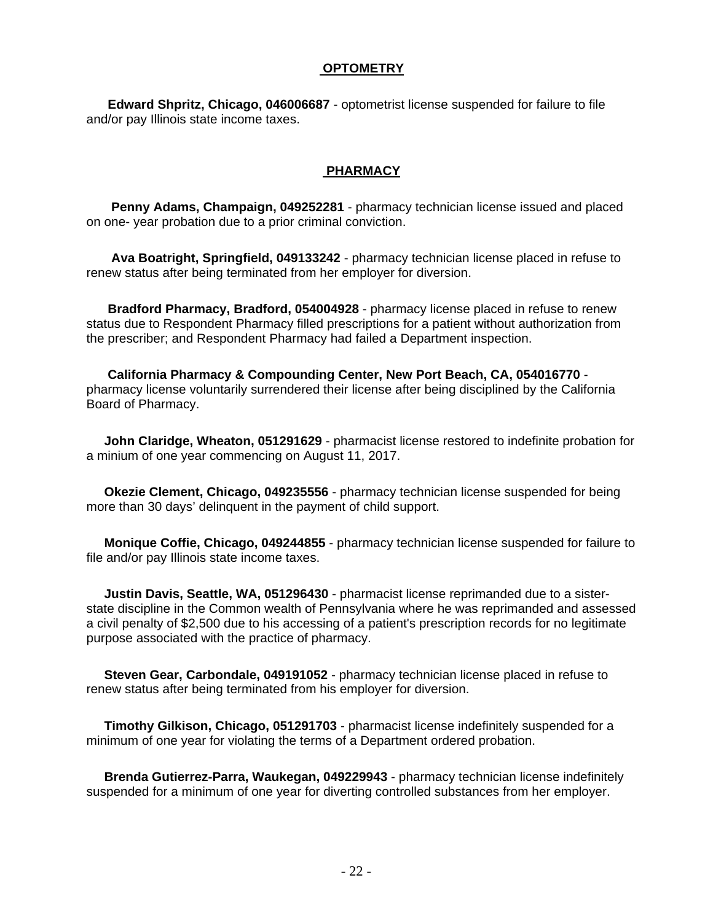## OPTOMETRY

**Edward Shpritz, Chicago, 046006687** - optometrist license suspended for failure to file and/or pay Illinois state income taxes.

## PHARMACY

**Penny Adams, Champaign, 049252281** - pharmacy technician license issued and placed on one- year probation due to a prior criminal conviction.

**Ava Boatright, Springfield, 049133242** - pharmacy technician license placed in refuse to renew status after being terminated from her employer for diversion.

**Bradford Pharmacy, Bradford, 054004928** - pharmacy license placed in refuse to renew status due to Respondent Pharmacy filled prescriptions for a patient without authorization from the prescriber; and Respondent Pharmacy had failed a Department inspection.

**California Pharmacy & Compounding Center, New Port Beach, CA, 054016770** - pharmacy license voluntarily surrendered their license after being disciplined by the California Board of Pharmacy.

**John Claridge, Wheaton, 051291629** - pharmacist license restored to indefinite probation for a minium of one year commencing on August 11, 2017.

**Okezie Clement, Chicago, 049235556** - pharmacy technician license suspended for being more than 30 days' delinquent in the payment of child support.

**Monique Coffie, Chicago, 049244855** - pharmacy technician license suspended for failure to file and/or pay Illinois state income taxes.

**Justin Davis, Seattle, WA, 051296430** - pharmacist license reprimanded due to a sister-state discipline in the Common wealth of Pennsylvania where he was reprimanded and assessed a civil penalty of $2,500 due to his accessing of a patient's prescription records for no legitimate purpose associated with the practice of pharmacy.

**Steven Gear, Carbondale, 049191052** - pharmacy technician license placed in refuse to renew status after being terminated from his employer for diversion.

**Timothy Gilkison, Chicago, 051291703** - pharmacist license indefinitely suspended for a minimum of one year for violating the terms of a Department ordered probation.

**Brenda Gutierrez-Parra, Waukegan, 049229943** - pharmacy technician license indefinitely suspended for a minimum of one year for diverting controlled substances from her employer.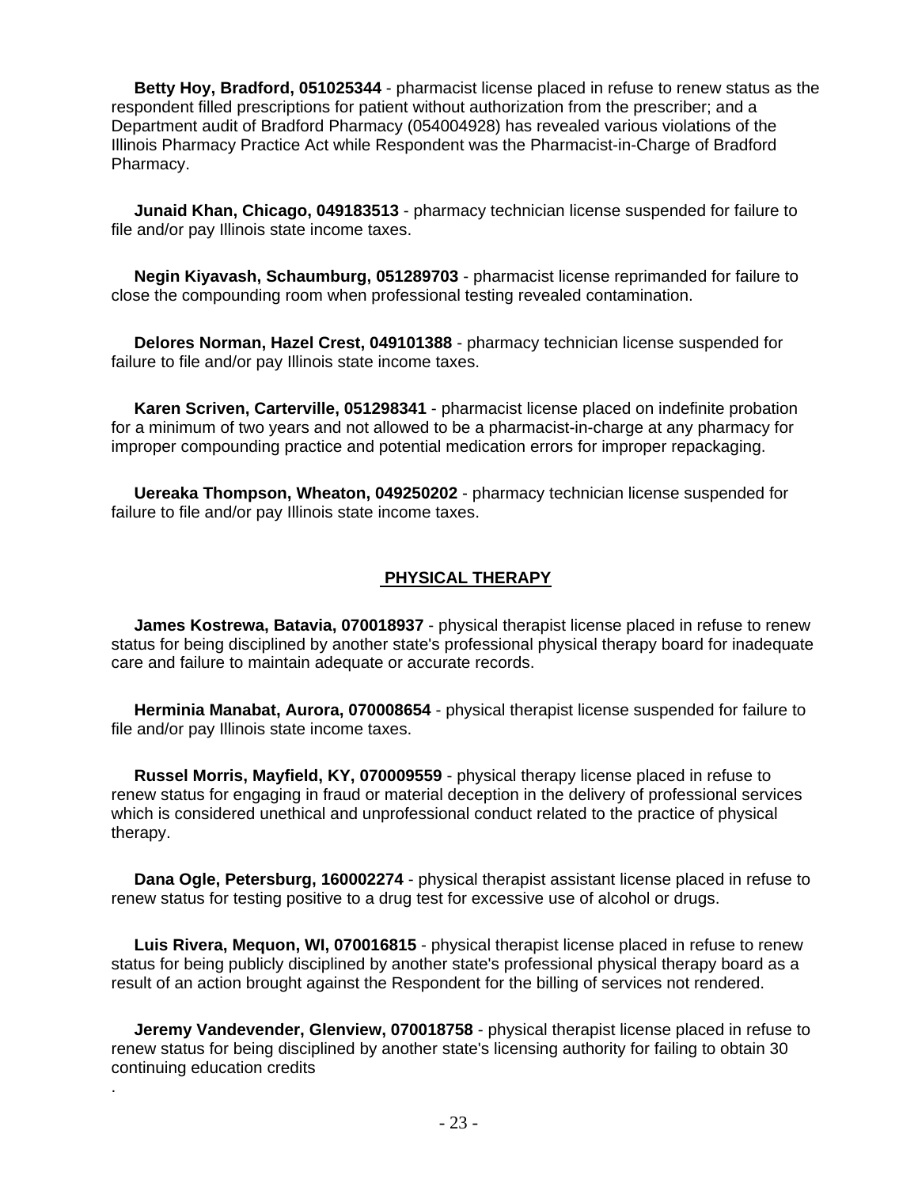**Betty Hoy, Bradford, 051025344** - pharmacist license placed in refuse to renew status as the respondent filled prescriptions for patient without authorization from the prescriber; and a Department audit of Bradford Pharmacy (054004928) has revealed various violations of the Illinois Pharmacy Practice Act while Respondent was the Pharmacist-in-Charge of Bradford Pharmacy.

**Junaid Khan, Chicago, 049183513** - pharmacy technician license suspended for failure to file and/or pay Illinois state income taxes.

**Negin Kiyavash, Schaumburg, 051289703** - pharmacist license reprimanded for failure to close the compounding room when professional testing revealed contamination.

**Delores Norman, Hazel Crest, 049101388** - pharmacy technician license suspended for failure to file and/or pay Illinois state income taxes.

**Karen Scriven, Carterville, 051298341** - pharmacist license placed on indefinite probation for a minimum of two years and not allowed to be a pharmacist-in-charge at any pharmacy for improper compounding practice and potential medication errors for improper repackaging.

**Uereaka Thompson, Wheaton, 049250202** - pharmacy technician license suspended for failure to file and/or pay Illinois state income taxes.

## PHYSICAL THERAPY

**James Kostrewa, Batavia, 070018937** - physical therapist license placed in refuse to renew status for being disciplined by another state's professional physical therapy board for inadequate care and failure to maintain adequate or accurate records.

**Herminia Manabat, Aurora, 070008654** - physical therapist license suspended for failure to file and/or pay Illinois state income taxes.

**Russel Morris, Mayfield, KY, 070009559** - physical therapy license placed in refuse to renew status for engaging in fraud or material deception in the delivery of professional services which is considered unethical and unprofessional conduct related to the practice of physical therapy.

**Dana Ogle, Petersburg, 160002274** - physical therapist assistant license placed in refuse to renew status for testing positive to a drug test for excessive use of alcohol or drugs.

**Luis Rivera, Mequon, WI, 070016815** - physical therapist license placed in refuse to renew status for being publicly disciplined by another state's professional physical therapy board as a result of an action brought against the Respondent for the billing of services not rendered.

**Jeremy Vandevender, Glenview, 070018758** - physical therapist license placed in refuse to renew status for being disciplined by another state's licensing authority for failing to obtain 30 continuing education credits
.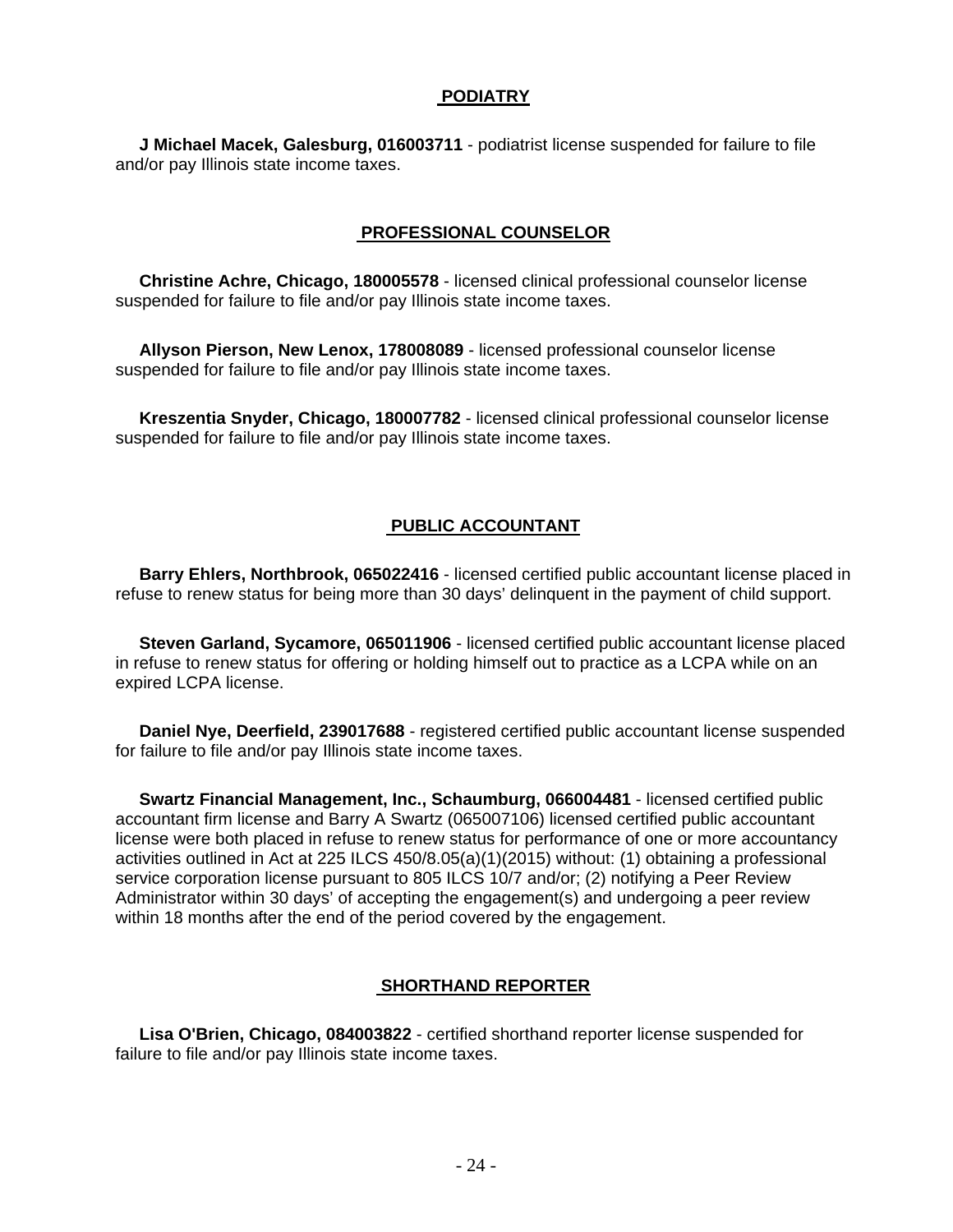## PODIATRY

**J Michael Macek, Galesburg, 016003711** - podiatrist license suspended for failure to file and/or pay Illinois state income taxes.

## PROFESSIONAL COUNSELOR

**Christine Achre, Chicago, 180005578** - licensed clinical professional counselor license suspended for failure to file and/or pay Illinois state income taxes.

**Allyson Pierson, New Lenox, 178008089** - licensed professional counselor license suspended for failure to file and/or pay Illinois state income taxes.

**Kreszentia Snyder, Chicago, 180007782** - licensed clinical professional counselor license suspended for failure to file and/or pay Illinois state income taxes.

## PUBLIC ACCOUNTANT

**Barry Ehlers, Northbrook, 065022416** - licensed certified public accountant license placed in refuse to renew status for being more than 30 days' delinquent in the payment of child support.

**Steven Garland, Sycamore, 065011906** - licensed certified public accountant license placed in refuse to renew status for offering or holding himself out to practice as a LCPA while on an expired LCPA license.

**Daniel Nye, Deerfield, 239017688** - registered certified public accountant license suspended for failure to file and/or pay Illinois state income taxes.

**Swartz Financial Management, Inc., Schaumburg, 066004481** - licensed certified public accountant firm license and Barry A Swartz (065007106) licensed certified public accountant license were both placed in refuse to renew status for performance of one or more accountancy activities outlined in Act at 225 ILCS 450/8.05(a)(1)(2015) without: (1) obtaining a professional service corporation license pursuant to 805 ILCS 10/7 and/or; (2) notifying a Peer Review Administrator within 30 days' of accepting the engagement(s) and undergoing a peer review within 18 months after the end of the period covered by the engagement.

## SHORTHAND REPORTER

**Lisa O'Brien, Chicago, 084003822** - certified shorthand reporter license suspended for failure to file and/or pay Illinois state income taxes.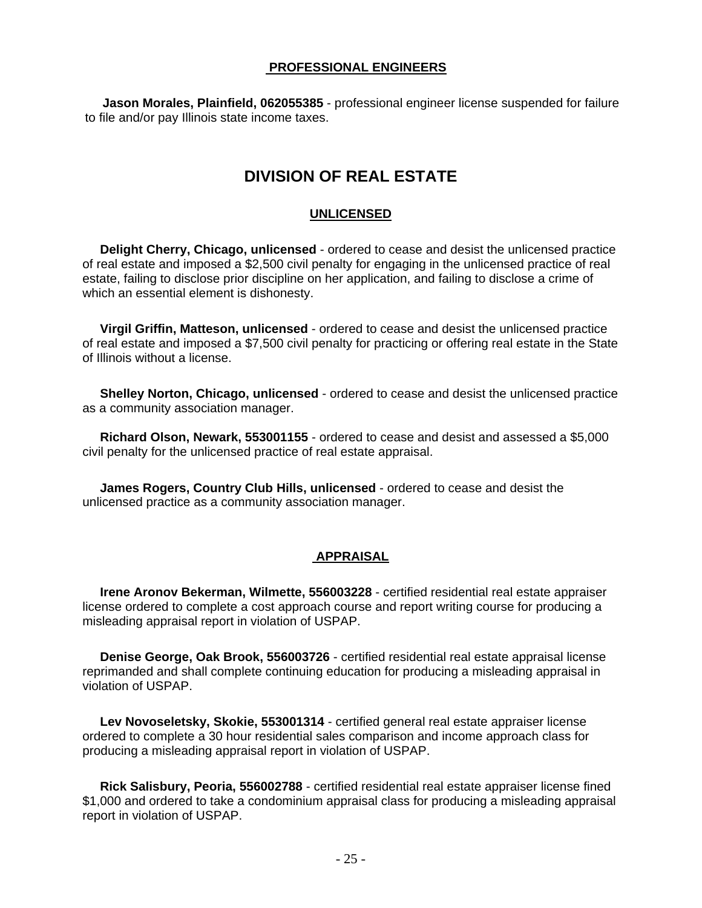### PROFESSIONAL ENGINEERS

**Jason Morales, Plainfield, 062055385** - professional engineer license suspended for failure to file and/or pay Illinois state income taxes.

## DIVISION OF REAL ESTATE

### UNLICENSED

**Delight Cherry, Chicago, unlicensed** - ordered to cease and desist the unlicensed practice of real estate and imposed a $2,500 civil penalty for engaging in the unlicensed practice of real estate, failing to disclose prior discipline on her application, and failing to disclose a crime of which an essential element is dishonesty.

**Virgil Griffin, Matteson, unlicensed** - ordered to cease and desist the unlicensed practice of real estate and imposed a $7,500 civil penalty for practicing or offering real estate in the State of Illinois without a license.

**Shelley Norton, Chicago, unlicensed** - ordered to cease and desist the unlicensed practice as a community association manager.

**Richard Olson, Newark, 553001155** - ordered to cease and desist and assessed a $5,000 civil penalty for the unlicensed practice of real estate appraisal.

**James Rogers, Country Club Hills, unlicensed** - ordered to cease and desist the unlicensed practice as a community association manager.

### APPRAISAL

**Irene Aronov Bekerman, Wilmette, 556003228** - certified residential real estate appraiser license ordered to complete a cost approach course and report writing course for producing a misleading appraisal report in violation of USPAP.

**Denise George, Oak Brook, 556003726** - certified residential real estate appraisal license reprimanded and shall complete continuing education for producing a misleading appraisal in violation of USPAP.

**Lev Novoseletsky, Skokie, 553001314** - certified general real estate appraiser license ordered to complete a 30 hour residential sales comparison and income approach class for producing a misleading appraisal report in violation of USPAP.

**Rick Salisbury, Peoria, 556002788** - certified residential real estate appraiser license fined $1,000 and ordered to take a condominium appraisal class for producing a misleading appraisal report in violation of USPAP.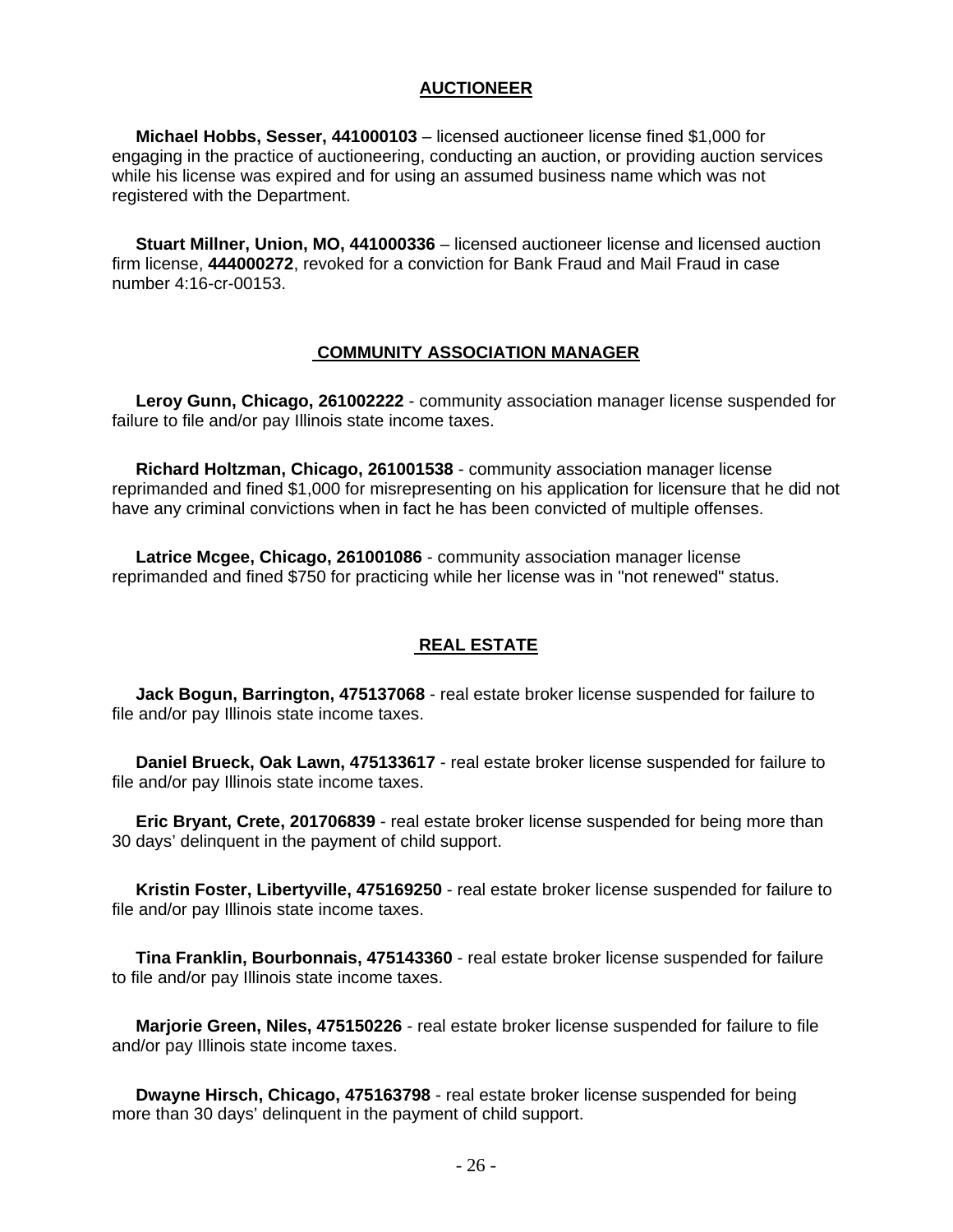## AUCTIONEER

**Michael Hobbs, Sesser, 441000103** – licensed auctioneer license fined $1,000 for engaging in the practice of auctioneering, conducting an auction, or providing auction services while his license was expired and for using an assumed business name which was not registered with the Department.

**Stuart Millner, Union, MO, 441000336** – licensed auctioneer license and licensed auction firm license, **444000272**, revoked for a conviction for Bank Fraud and Mail Fraud in case number 4:16-cr-00153.

## COMMUNITY ASSOCIATION MANAGER

**Leroy Gunn, Chicago, 261002222** - community association manager license suspended for failure to file and/or pay Illinois state income taxes.

**Richard Holtzman, Chicago, 261001538** - community association manager license reprimanded and fined $1,000 for misrepresenting on his application for licensure that he did not have any criminal convictions when in fact he has been convicted of multiple offenses.

**Latrice Mcgee, Chicago, 261001086** - community association manager license reprimanded and fined $750 for practicing while her license was in "not renewed" status.

## REAL ESTATE

**Jack Bogun, Barrington, 475137068** - real estate broker license suspended for failure to file and/or pay Illinois state income taxes.

**Daniel Brueck, Oak Lawn, 475133617** - real estate broker license suspended for failure to file and/or pay Illinois state income taxes.

**Eric Bryant, Crete, 201706839** - real estate broker license suspended for being more than 30 days' delinquent in the payment of child support.

**Kristin Foster, Libertyville, 475169250** - real estate broker license suspended for failure to file and/or pay Illinois state income taxes.

**Tina Franklin, Bourbonnais, 475143360** - real estate broker license suspended for failure to file and/or pay Illinois state income taxes.

**Marjorie Green, Niles, 475150226** - real estate broker license suspended for failure to file and/or pay Illinois state income taxes.

**Dwayne Hirsch, Chicago, 475163798** - real estate broker license suspended for being more than 30 days' delinquent in the payment of child support.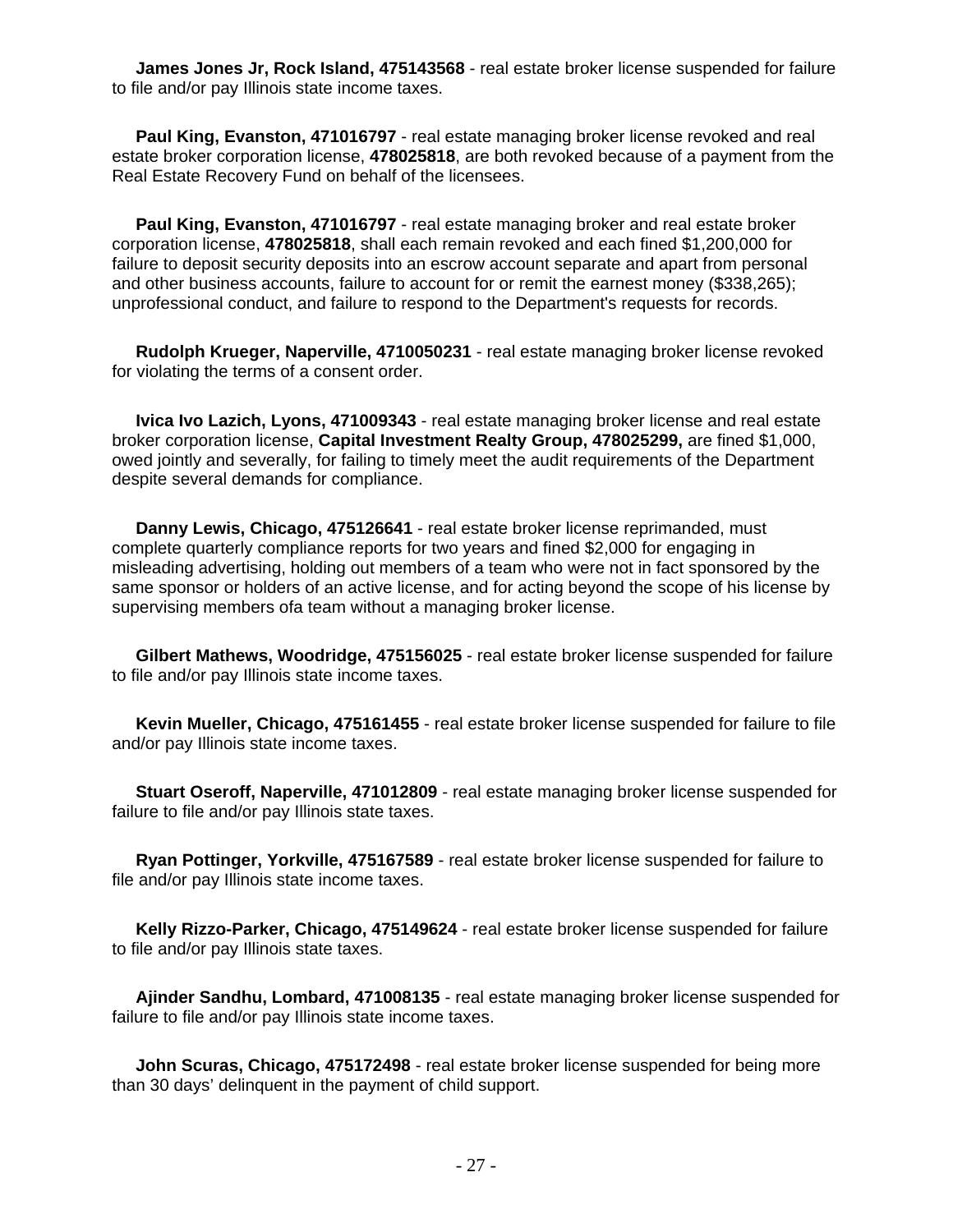**James Jones Jr, Rock Island, 475143568** - real estate broker license suspended for failure to file and/or pay Illinois state income taxes.

**Paul King, Evanston, 471016797** - real estate managing broker license revoked and real estate broker corporation license, **478025818**, are both revoked because of a payment from the Real Estate Recovery Fund on behalf of the licensees.

**Paul King, Evanston, 471016797** - real estate managing broker and real estate broker corporation license, **478025818**, shall each remain revoked and each fined $1,200,000 for failure to deposit security deposits into an escrow account separate and apart from personal and other business accounts, failure to account for or remit the earnest money ($338,265); unprofessional conduct, and failure to respond to the Department's requests for records.

**Rudolph Krueger, Naperville, 4710050231** - real estate managing broker license revoked for violating the terms of a consent order.

**Ivica Ivo Lazich, Lyons, 471009343** - real estate managing broker license and real estate broker corporation license, **Capital Investment Realty Group, 478025299,** are fined $1,000, owed jointly and severally, for failing to timely meet the audit requirements of the Department despite several demands for compliance.

**Danny Lewis, Chicago, 475126641** - real estate broker license reprimanded, must complete quarterly compliance reports for two years and fined $2,000 for engaging in misleading advertising, holding out members of a team who were not in fact sponsored by the same sponsor or holders of an active license, and for acting beyond the scope of his license by supervising members ofa team without a managing broker license.

**Gilbert Mathews, Woodridge, 475156025** - real estate broker license suspended for failure to file and/or pay Illinois state income taxes.

**Kevin Mueller, Chicago, 475161455** - real estate broker license suspended for failure to file and/or pay Illinois state income taxes.

**Stuart Oseroff, Naperville, 471012809** - real estate managing broker license suspended for failure to file and/or pay Illinois state taxes.

**Ryan Pottinger, Yorkville, 475167589** - real estate broker license suspended for failure to file and/or pay Illinois state income taxes.

**Kelly Rizzo-Parker, Chicago, 475149624** - real estate broker license suspended for failure to file and/or pay Illinois state taxes.

**Ajinder Sandhu, Lombard, 471008135** - real estate managing broker license suspended for failure to file and/or pay Illinois state income taxes.

**John Scuras, Chicago, 475172498** - real estate broker license suspended for being more than 30 days' delinquent in the payment of child support.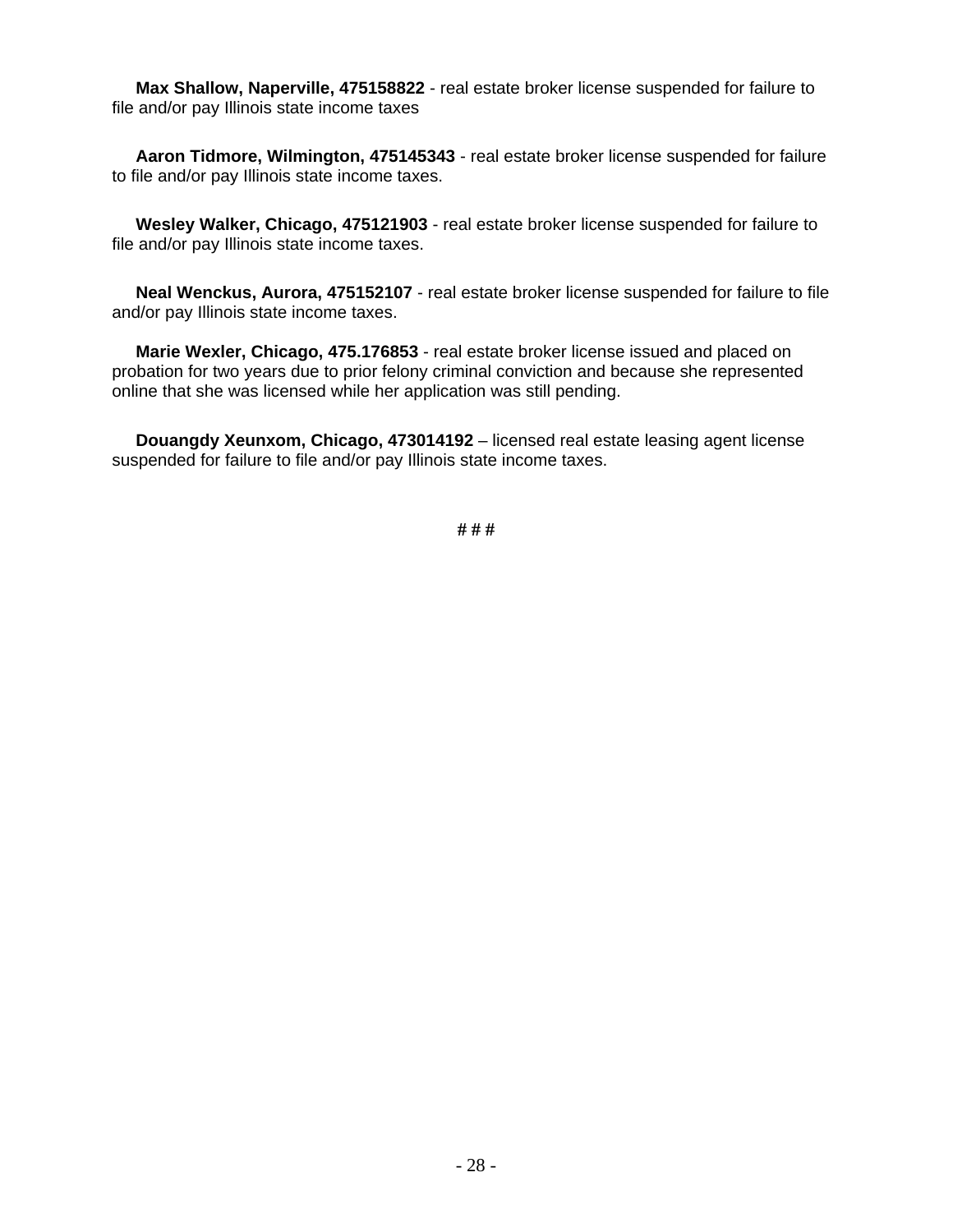**Max Shallow, Naperville, 475158822** - real estate broker license suspended for failure to file and/or pay Illinois state income taxes

**Aaron Tidmore, Wilmington, 475145343** - real estate broker license suspended for failure to file and/or pay Illinois state income taxes.

**Wesley Walker, Chicago, 475121903** - real estate broker license suspended for failure to file and/or pay Illinois state income taxes.

**Neal Wenckus, Aurora, 475152107** - real estate broker license suspended for failure to file and/or pay Illinois state income taxes.

**Marie Wexler, Chicago, 475.176853** - real estate broker license issued and placed on probation for two years due to prior felony criminal conviction and because she represented online that she was licensed while her application was still pending.

**Douangdy Xeunxom, Chicago, 473014192** – licensed real estate leasing agent license suspended for failure to file and/or pay Illinois state income taxes.

# # #